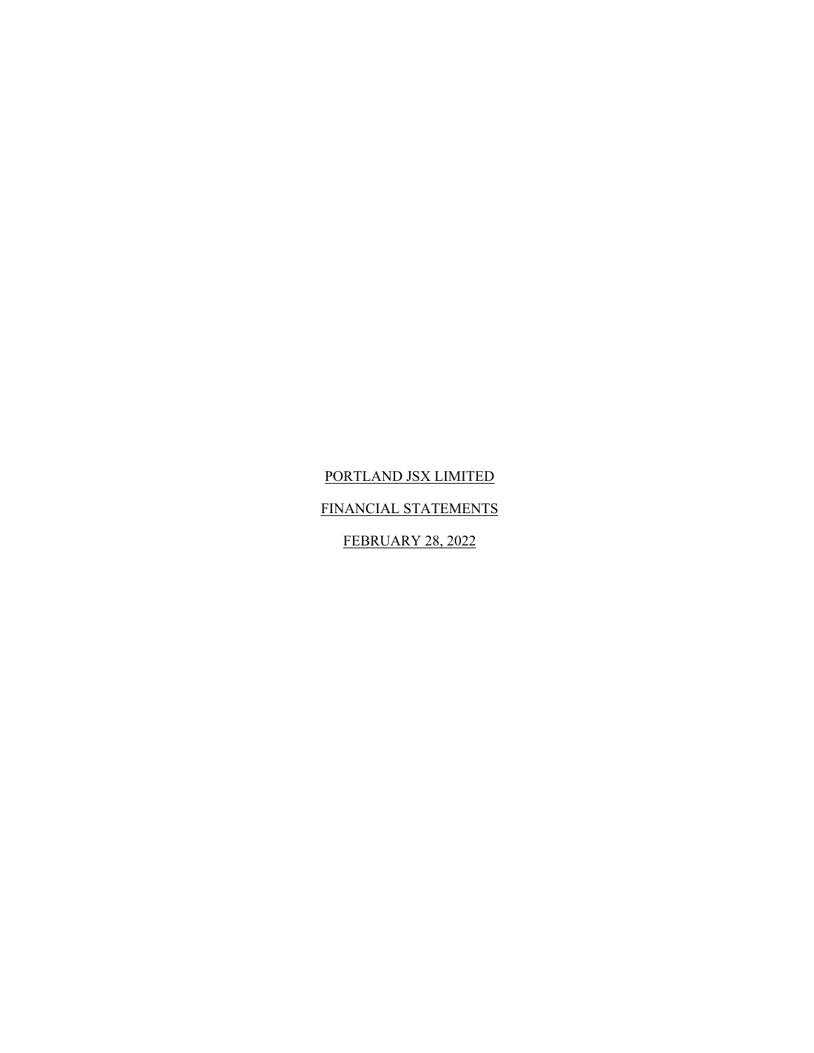# PORTLAND JSX LIMITED

## FINANCIAL STATEMENTS

## FEBRUARY 28, 2022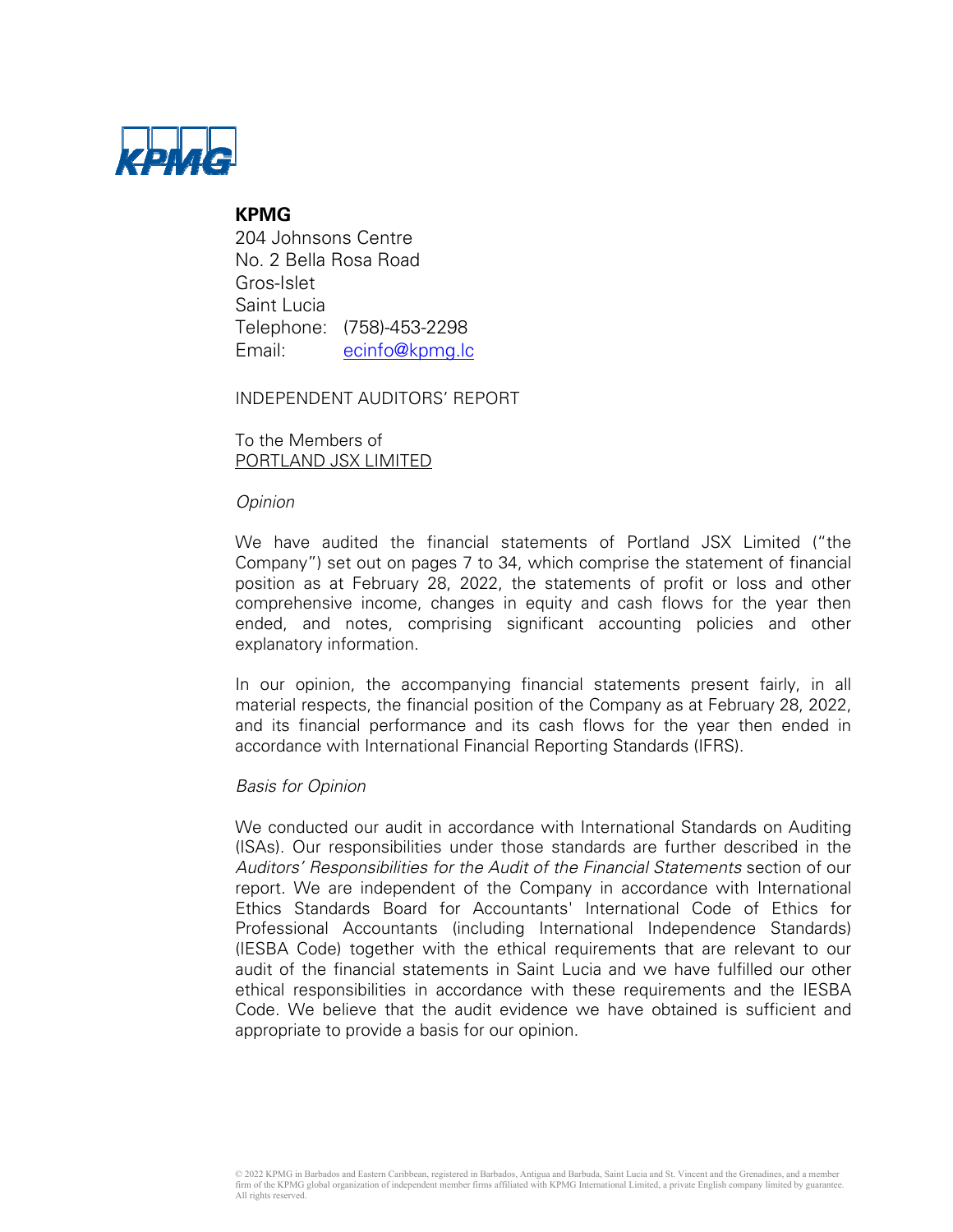**KPMG**
204 Johnsons Centre
No. 2 Bella Rosa Road
Gros-Islet
Saint Lucia
Telephone: (758)-453-2298
Email: ecinfo@kpmg.lc

INDEPENDENT AUDITORS' REPORT

To the Members of
PORTLAND JSX LIMITED

*Opinion*

We have audited the financial statements of Portland JSX Limited ("the Company") set out on pages 7 to 34, which comprise the statement of financial position as at February 28, 2022, the statements of profit or loss and other comprehensive income, changes in equity and cash flows for the year then ended, and notes, comprising significant accounting policies and other explanatory information.

In our opinion, the accompanying financial statements present fairly, in all material respects, the financial position of the Company as at February 28, 2022, and its financial performance and its cash flows for the year then ended in accordance with International Financial Reporting Standards (IFRS).

*Basis for Opinion*

We conducted our audit in accordance with International Standards on Auditing (ISAs). Our responsibilities under those standards are further described in the *Auditors' Responsibilities for the Audit of the Financial Statements* section of our report. We are independent of the Company in accordance with International Ethics Standards Board for Accountants' International Code of Ethics for Professional Accountants (including International Independence Standards) (IESBA Code) together with the ethical requirements that are relevant to our audit of the financial statements in Saint Lucia and we have fulfilled our other ethical responsibilities in accordance with these requirements and the IESBA Code. We believe that the audit evidence we have obtained is sufficient and appropriate to provide a basis for our opinion.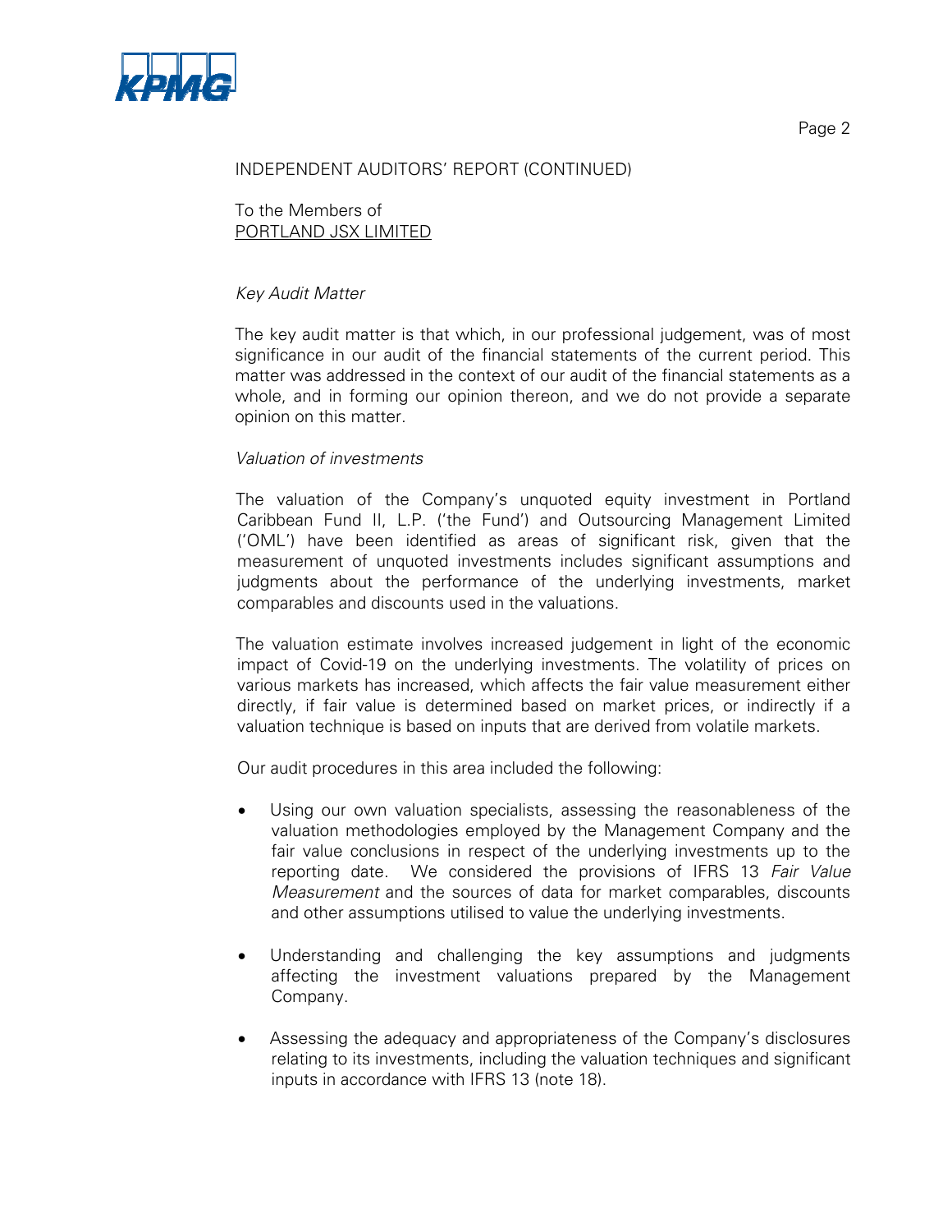INDEPENDENT AUDITORS' REPORT (CONTINUED)

To the Members of
PORTLAND JSX LIMITED

*Key Audit Matter*

The key audit matter is that which, in our professional judgement, was of most significance in our audit of the financial statements of the current period. This matter was addressed in the context of our audit of the financial statements as a whole, and in forming our opinion thereon, and we do not provide a separate opinion on this matter.

*Valuation of investments*

The valuation of the Company's unquoted equity investment in Portland Caribbean Fund II, L.P. ('the Fund') and Outsourcing Management Limited ('OML') have been identified as areas of significant risk, given that the measurement of unquoted investments includes significant assumptions and judgments about the performance of the underlying investments, market comparables and discounts used in the valuations.

The valuation estimate involves increased judgement in light of the economic impact of Covid-19 on the underlying investments. The volatility of prices on various markets has increased, which affects the fair value measurement either directly, if fair value is determined based on market prices, or indirectly if a valuation technique is based on inputs that are derived from volatile markets.

Our audit procedures in this area included the following:

- Using our own valuation specialists, assessing the reasonableness of the valuation methodologies employed by the Management Company and the fair value conclusions in respect of the underlying investments up to the reporting date. We considered the provisions of IFRS 13 *Fair Value Measurement* and the sources of data for market comparables, discounts and other assumptions utilised to value the underlying investments.

- Understanding and challenging the key assumptions and judgments affecting the investment valuations prepared by the Management Company.

- Assessing the adequacy and appropriateness of the Company's disclosures relating to its investments, including the valuation techniques and significant inputs in accordance with IFRS 13 (note 18).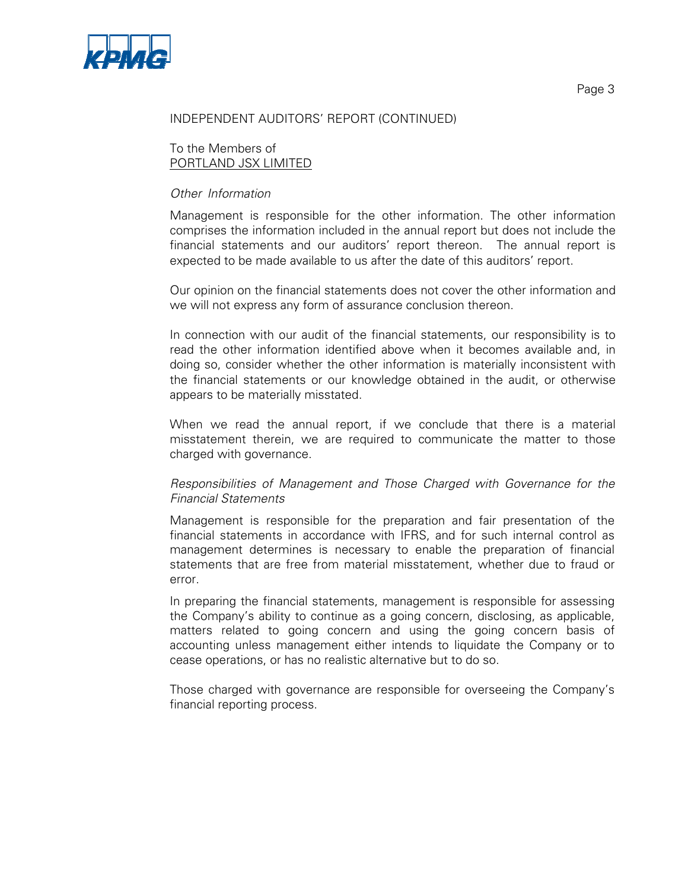INDEPENDENT AUDITORS' REPORT (CONTINUED)

To the Members of
PORTLAND JSX LIMITED

*Other Information*

Management is responsible for the other information. The other information comprises the information included in the annual report but does not include the financial statements and our auditors' report thereon. The annual report is expected to be made available to us after the date of this auditors' report.

Our opinion on the financial statements does not cover the other information and we will not express any form of assurance conclusion thereon.

In connection with our audit of the financial statements, our responsibility is to read the other information identified above when it becomes available and, in doing so, consider whether the other information is materially inconsistent with the financial statements or our knowledge obtained in the audit, or otherwise appears to be materially misstated.

When we read the annual report, if we conclude that there is a material misstatement therein, we are required to communicate the matter to those charged with governance.

*Responsibilities of Management and Those Charged with Governance for the Financial Statements*

Management is responsible for the preparation and fair presentation of the financial statements in accordance with IFRS, and for such internal control as management determines is necessary to enable the preparation of financial statements that are free from material misstatement, whether due to fraud or error.

In preparing the financial statements, management is responsible for assessing the Company's ability to continue as a going concern, disclosing, as applicable, matters related to going concern and using the going concern basis of accounting unless management either intends to liquidate the Company or to cease operations, or has no realistic alternative but to do so.

Those charged with governance are responsible for overseeing the Company's financial reporting process.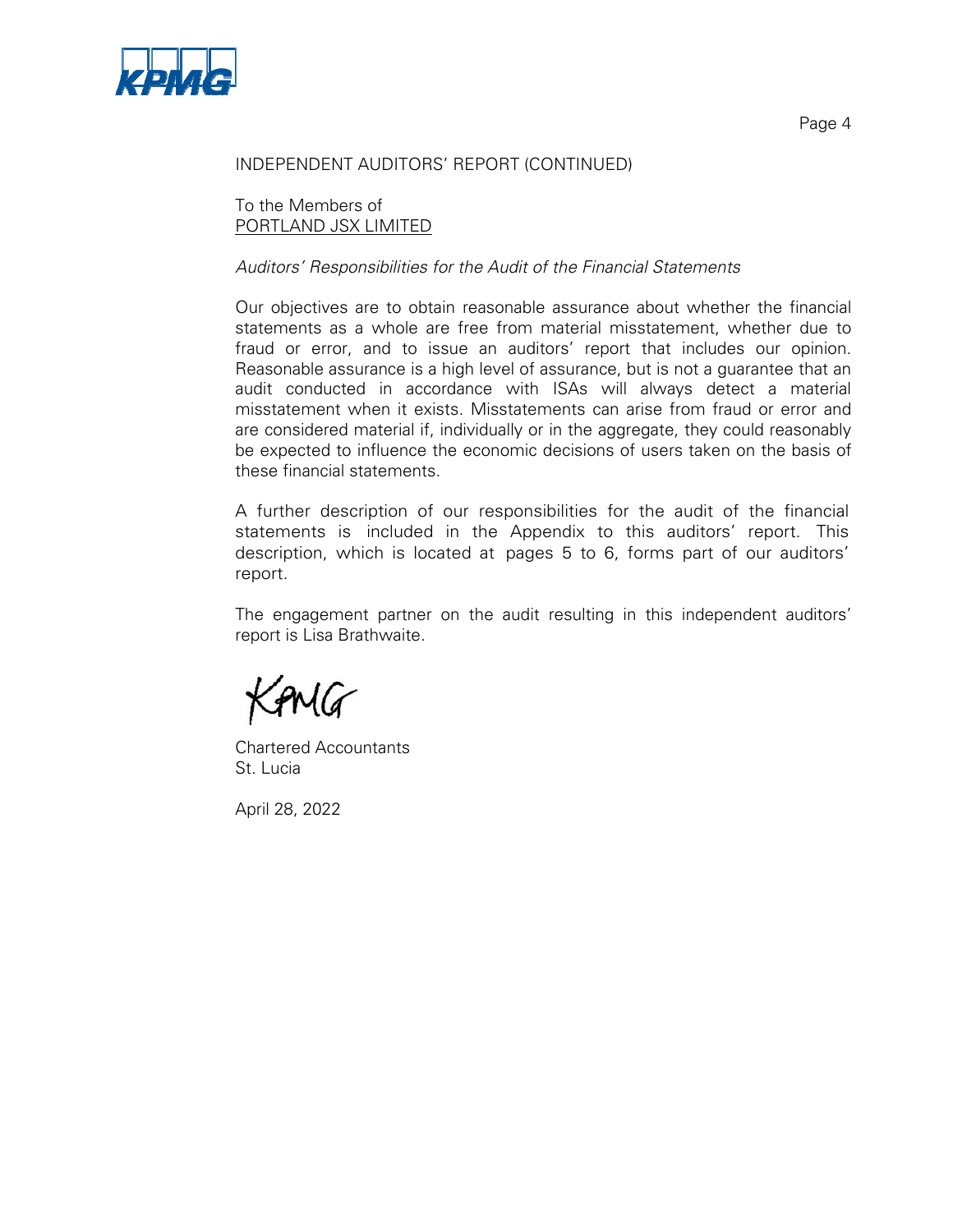INDEPENDENT AUDITORS' REPORT (CONTINUED)

To the Members of
PORTLAND JSX LIMITED

*Auditors' Responsibilities for the Audit of the Financial Statements*

Our objectives are to obtain reasonable assurance about whether the financial statements as a whole are free from material misstatement, whether due to fraud or error, and to issue an auditors' report that includes our opinion. Reasonable assurance is a high level of assurance, but is not a guarantee that an audit conducted in accordance with ISAs will always detect a material misstatement when it exists. Misstatements can arise from fraud or error and are considered material if, individually or in the aggregate, they could reasonably be expected to influence the economic decisions of users taken on the basis of these financial statements.

A further description of our responsibilities for the audit of the financial statements is included in the Appendix to this auditors' report. This description, which is located at pages 5 to 6, forms part of our auditors' report.

The engagement partner on the audit resulting in this independent auditors' report is Lisa Brathwaite.

KPMG

Chartered Accountants
St. Lucia

April 28, 2022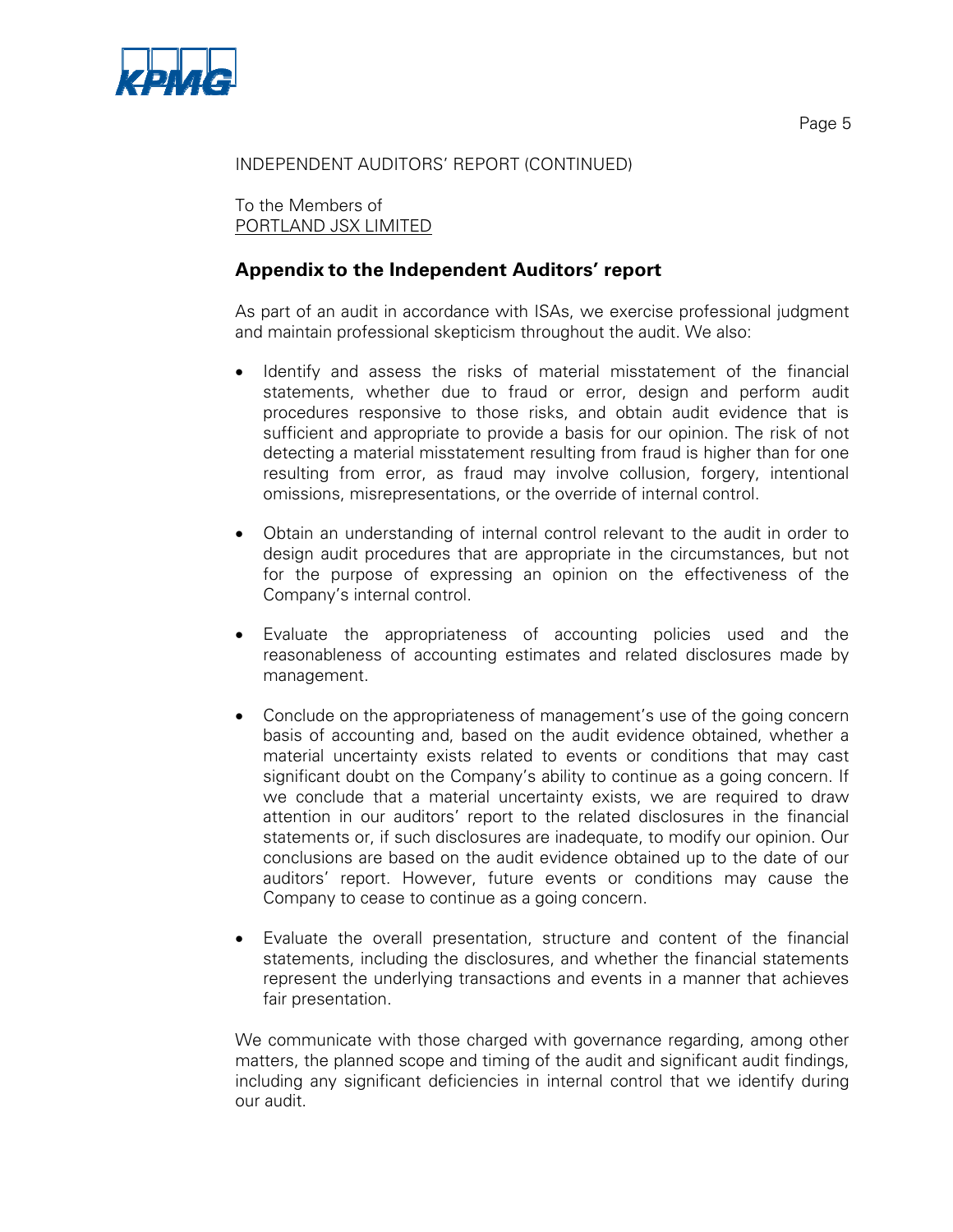INDEPENDENT AUDITORS' REPORT (CONTINUED)

To the Members of
PORTLAND JSX LIMITED

## Appendix to the Independent Auditors' report

As part of an audit in accordance with ISAs, we exercise professional judgment and maintain professional skepticism throughout the audit. We also:

- Identify and assess the risks of material misstatement of the financial statements, whether due to fraud or error, design and perform audit procedures responsive to those risks, and obtain audit evidence that is sufficient and appropriate to provide a basis for our opinion. The risk of not detecting a material misstatement resulting from fraud is higher than for one resulting from error, as fraud may involve collusion, forgery, intentional omissions, misrepresentations, or the override of internal control.

- Obtain an understanding of internal control relevant to the audit in order to design audit procedures that are appropriate in the circumstances, but not for the purpose of expressing an opinion on the effectiveness of the Company's internal control.

- Evaluate the appropriateness of accounting policies used and the reasonableness of accounting estimates and related disclosures made by management.

- Conclude on the appropriateness of management's use of the going concern basis of accounting and, based on the audit evidence obtained, whether a material uncertainty exists related to events or conditions that may cast significant doubt on the Company's ability to continue as a going concern. If we conclude that a material uncertainty exists, we are required to draw attention in our auditors' report to the related disclosures in the financial statements or, if such disclosures are inadequate, to modify our opinion. Our conclusions are based on the audit evidence obtained up to the date of our auditors' report. However, future events or conditions may cause the Company to cease to continue as a going concern.

- Evaluate the overall presentation, structure and content of the financial statements, including the disclosures, and whether the financial statements represent the underlying transactions and events in a manner that achieves fair presentation.

We communicate with those charged with governance regarding, among other matters, the planned scope and timing of the audit and significant audit findings, including any significant deficiencies in internal control that we identify during our audit.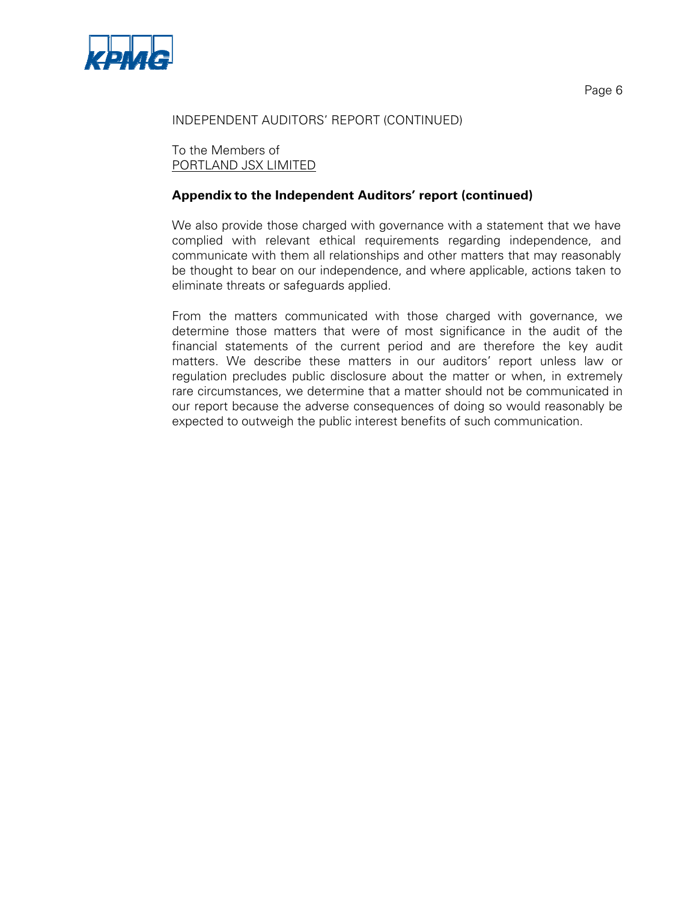INDEPENDENT AUDITORS' REPORT (CONTINUED)

To the Members of
PORTLAND JSX LIMITED

**Appendix to the Independent Auditors' report (continued)**

We also provide those charged with governance with a statement that we have complied with relevant ethical requirements regarding independence, and communicate with them all relationships and other matters that may reasonably be thought to bear on our independence, and where applicable, actions taken to eliminate threats or safeguards applied.

From the matters communicated with those charged with governance, we determine those matters that were of most significance in the audit of the financial statements of the current period and are therefore the key audit matters. We describe these matters in our auditors' report unless law or regulation precludes public disclosure about the matter or when, in extremely rare circumstances, we determine that a matter should not be communicated in our report because the adverse consequences of doing so would reasonably be expected to outweigh the public interest benefits of such communication.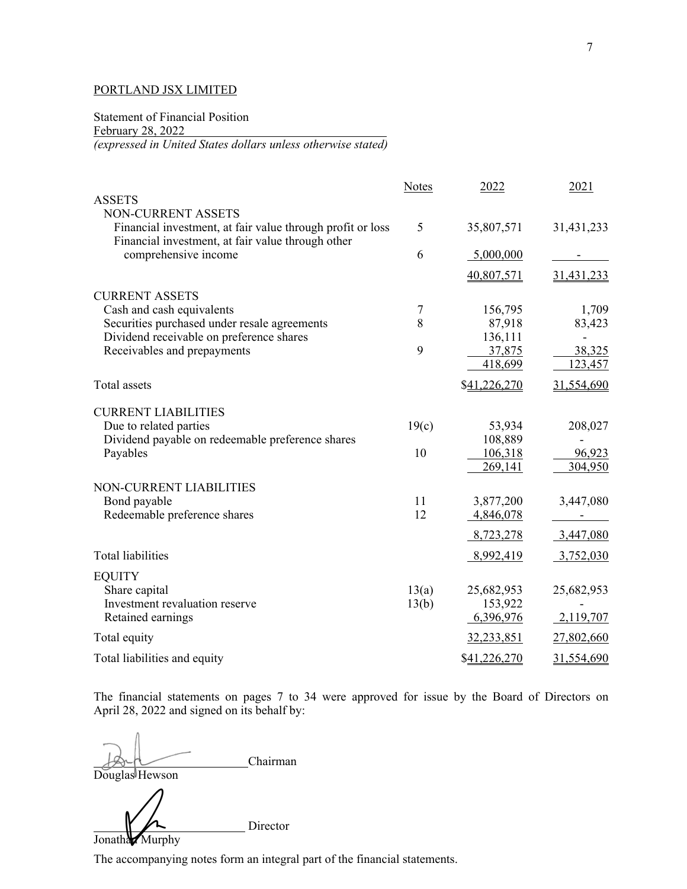PORTLAND JSX LIMITED

Statement of Financial Position
February 28, 2022
*(expressed in United States dollars unless otherwise stated)*

| | Notes | 2022 | 2021 |
|---|---|---|---|
| ASSETS | | | |
| NON-CURRENT ASSETS | | | |
| Financial investment, at fair value through profit or loss | 5 | 35,807,571 | 31,431,233 |
| Financial investment, at fair value through other comprehensive income | 6 | 5,000,000 | - |
| | | 40,807,571 | 31,431,233 |
| CURRENT ASSETS | | | |
| Cash and cash equivalents | 7 | 156,795 | 1,709 |
| Securities purchased under resale agreements | 8 | 87,918 | 83,423 |
| Dividend receivable on preference shares | | 136,111 | - |
| Receivables and prepayments | 9 | 37,875 | 38,325 |
| | | 418,699 | 123,457 |
| Total assets | | $41,226,270 | 31,554,690 |
| CURRENT LIABILITIES | | | |
| Due to related parties | 19(c) | 53,934 | 208,027 |
| Dividend payable on redeemable preference shares | | 108,889 | - |
| Payables | 10 | 106,318 | 96,923 |
| | | 269,141 | 304,950 |
| NON-CURRENT LIABILITIES | | | |
| Bond payable | 11 | 3,877,200 | 3,447,080 |
| Redeemable preference shares | 12 | 4,846,078 | - |
| | | 8,723,278 | 3,447,080 |
| Total liabilities | | 8,992,419 | 3,752,030 |
| EQUITY | | | |
| Share capital | 13(a) | 25,682,953 | 25,682,953 |
| Investment revaluation reserve | 13(b) | 153,922 | - |
| Retained earnings | | 6,396,976 | 2,119,707 |
| Total equity | | 32,233,851 | 27,802,660 |
| Total liabilities and equity | | $41,226,270 | 31,554,690 |

The financial statements on pages 7 to 34 were approved for issue by the Board of Directors on April 28, 2022 and signed on its behalf by:

\_\_\_\_\_\_\_\_\_\_\_\_\_\_\_\_\_\_\_\_\_\_\_\_ Chairman
Douglas Hewson

\_\_\_\_\_\_\_\_\_\_\_\_\_\_\_\_\_\_\_\_\_\_\_\_ Director
Jonathan Murphy

The accompanying notes form an integral part of the financial statements.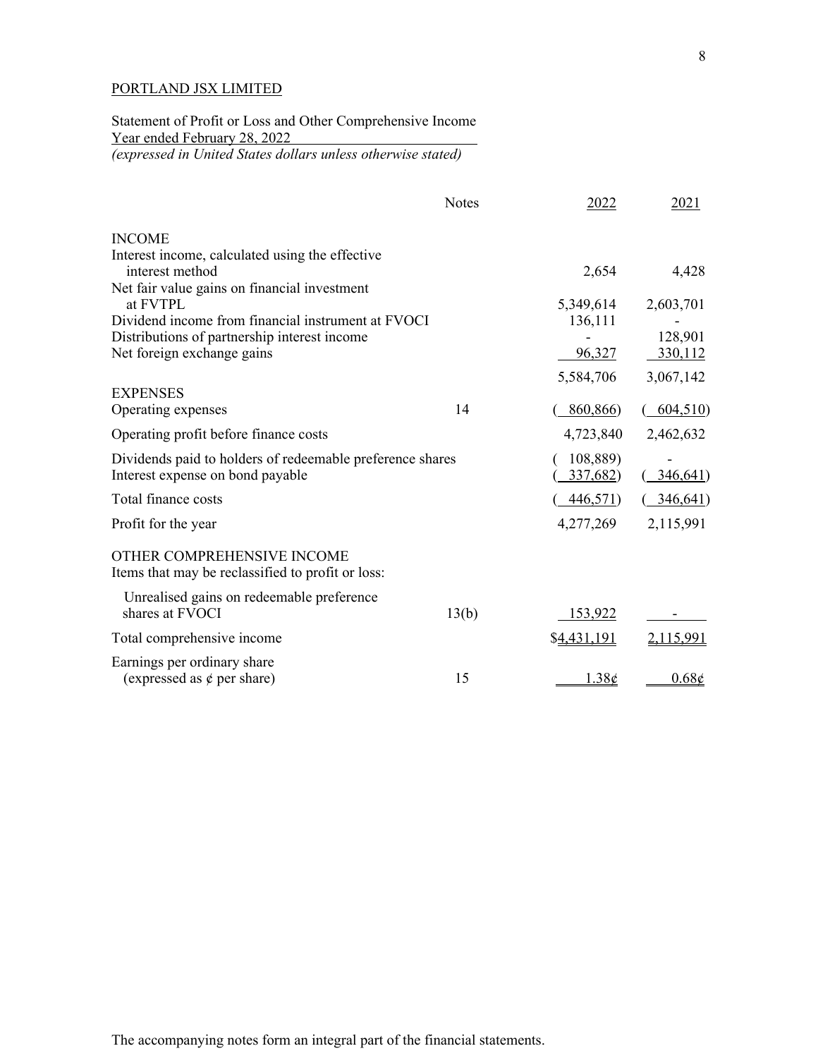PORTLAND JSX LIMITED

Statement of Profit or Loss and Other Comprehensive Income
Year ended February 28, 2022
*(expressed in United States dollars unless otherwise stated)*

| | Notes | 2022 | 2021 |
|---|---|---|---|
| INCOME | | | |
| Interest income, calculated using the effective interest method | | 2,654 | 4,428 |
| Net fair value gains on financial investment at FVTPL | | 5,349,614 | 2,603,701 |
| Dividend income from financial instrument at FVOCI | | 136,111 | - |
| Distributions of partnership interest income | | - | 128,901 |
| Net foreign exchange gains | | 96,327 | 330,112 |
| | | 5,584,706 | 3,067,142 |
| EXPENSES | | | |
| Operating expenses | 14 | ( 860,866) | ( 604,510) |
| Operating profit before finance costs | | 4,723,840 | 2,462,632 |
| Dividends paid to holders of redeemable preference shares | | ( 108,889) | - |
| Interest expense on bond payable | | ( 337,682) | ( 346,641) |
| Total finance costs | | ( 446,571) | ( 346,641) |
| Profit for the year | | 4,277,269 | 2,115,991 |
| OTHER COMPREHENSIVE INCOME | | | |
| Items that may be reclassified to profit or loss: | | | |
| Unrealised gains on redeemable preference shares at FVOCI | 13(b) | 153,922 | - |
| Total comprehensive income | | $4,431,191 | 2,115,991 |
| Earnings per ordinary share (expressed as ¢ per share) | 15 | 1.38¢ | 0.68¢ |

The accompanying notes form an integral part of the financial statements.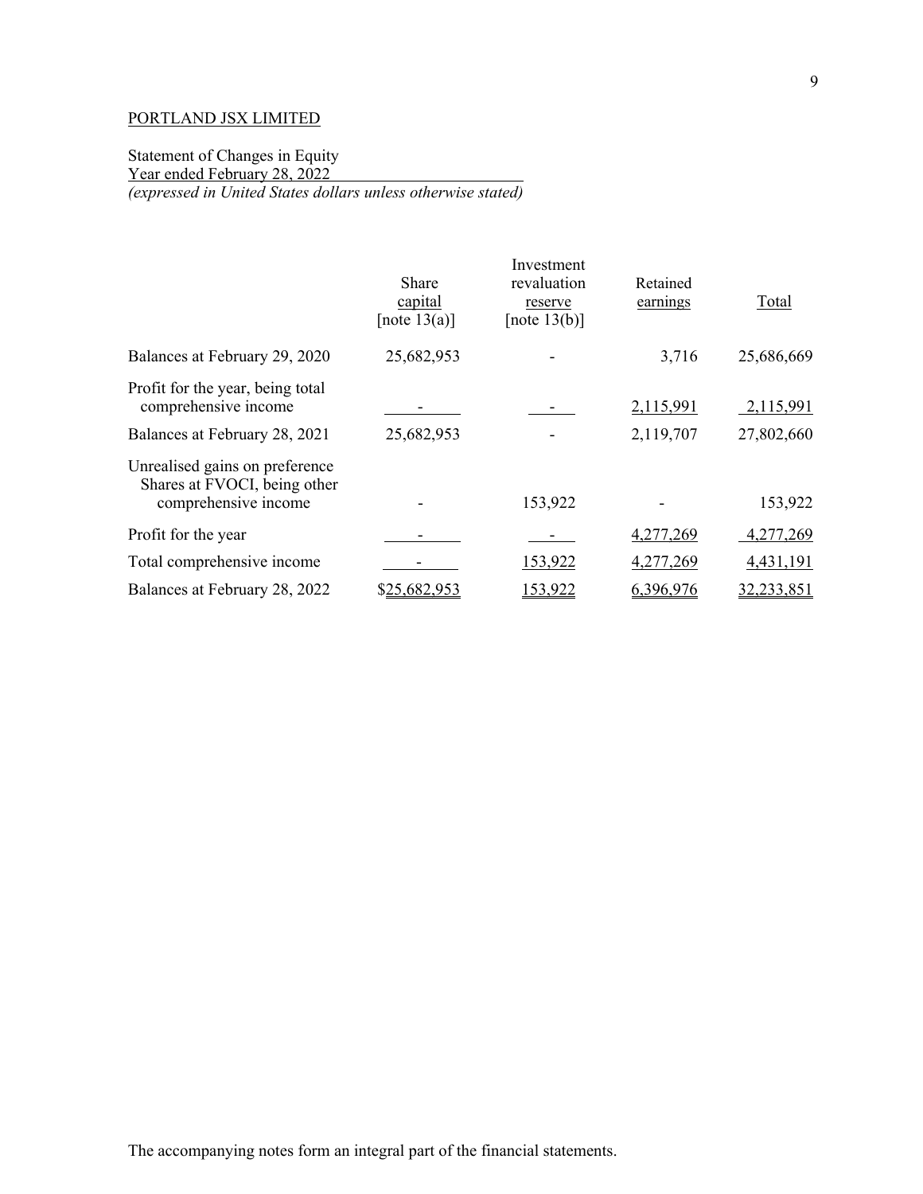PORTLAND JSX LIMITED

Statement of Changes in Equity
Year ended February 28, 2022
*(expressed in United States dollars unless otherwise stated)*

| | Share capital [note 13(a)] | Investment revaluation reserve [note 13(b)] | Retained earnings | Total |
|---|---|---|---|---|
| Balances at February 29, 2020 | 25,682,953 | - | 3,716 | 25,686,669 |
| Profit for the year, being total comprehensive income | - | - | 2,115,991 | 2,115,991 |
| Balances at February 28, 2021 | 25,682,953 | - | 2,119,707 | 27,802,660 |
| Unrealised gains on preference Shares at FVOCI, being other comprehensive income | - | 153,922 | - | 153,922 |
| Profit for the year | - | - | 4,277,269 | 4,277,269 |
| Total comprehensive income | - | 153,922 | 4,277,269 | 4,431,191 |
| Balances at February 28, 2022 | $25,682,953 | 153,922 | 6,396,976 | 32,233,851 |

The accompanying notes form an integral part of the financial statements.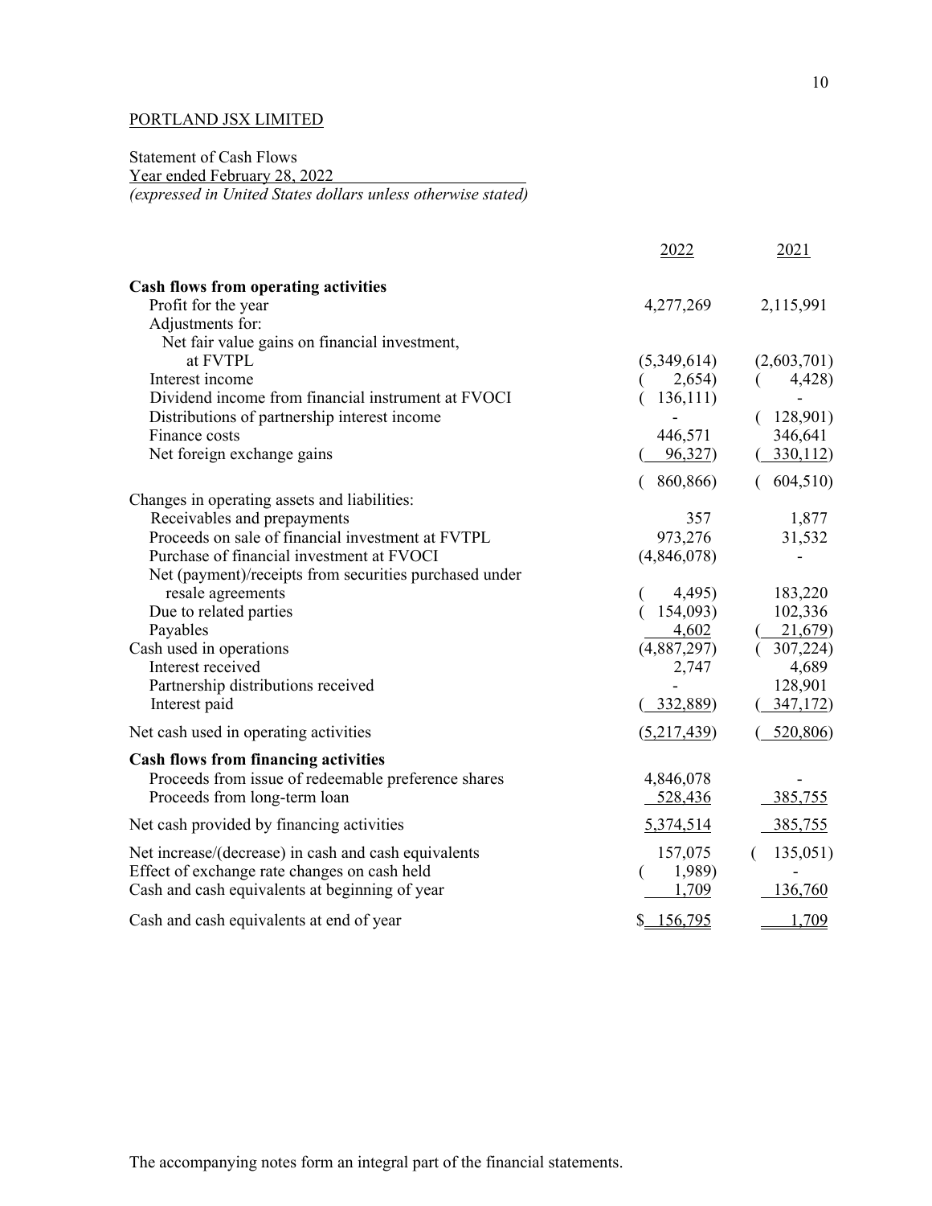PORTLAND JSX LIMITED

Statement of Cash Flows
Year ended February 28, 2022
*(expressed in United States dollars unless otherwise stated)*

| | 2022 | 2021 |
|---|---|---|
| **Cash flows from operating activities** | | |
| Profit for the year | 4,277,269 | 2,115,991 |
| Adjustments for: | | |
| Net fair value gains on financial investment, at FVTPL | (5,349,614) | (2,603,701) |
| Interest income | ( 2,654) | ( 4,428) |
| Dividend income from financial instrument at FVOCI | ( 136,111) | - |
| Distributions of partnership interest income | - | ( 128,901) |
| Finance costs | 446,571 | 346,641 |
| Net foreign exchange gains | ( 96,327) | ( 330,112) |
| | ( 860,866) | ( 604,510) |
| Changes in operating assets and liabilities: | | |
| Receivables and prepayments | 357 | 1,877 |
| Proceeds on sale of financial investment at FVTPL | 973,276 | 31,532 |
| Purchase of financial investment at FVOCI | (4,846,078) | - |
| Net (payment)/receipts from securities purchased under resale agreements | ( 4,495) | 183,220 |
| Due to related parties | ( 154,093) | 102,336 |
| Payables | 4,602 | ( 21,679) |
| Cash used in operations | (4,887,297) | ( 307,224) |
| Interest received | 2,747 | 4,689 |
| Partnership distributions received | - | 128,901 |
| Interest paid | ( 332,889) | ( 347,172) |
| Net cash used in operating activities | (5,217,439) | ( 520,806) |
| **Cash flows from financing activities** | | |
| Proceeds from issue of redeemable preference shares | 4,846,078 | - |
| Proceeds from long-term loan | 528,436 | 385,755 |
| Net cash provided by financing activities | 5,374,514 | 385,755 |
| Net increase/(decrease) in cash and cash equivalents | 157,075 | ( 135,051) |
| Effect of exchange rate changes on cash held | ( 1,989) | - |
| Cash and cash equivalents at beginning of year | 1,709 | 136,760 |
| Cash and cash equivalents at end of year | $ 156,795 | 1,709 |

The accompanying notes form an integral part of the financial statements.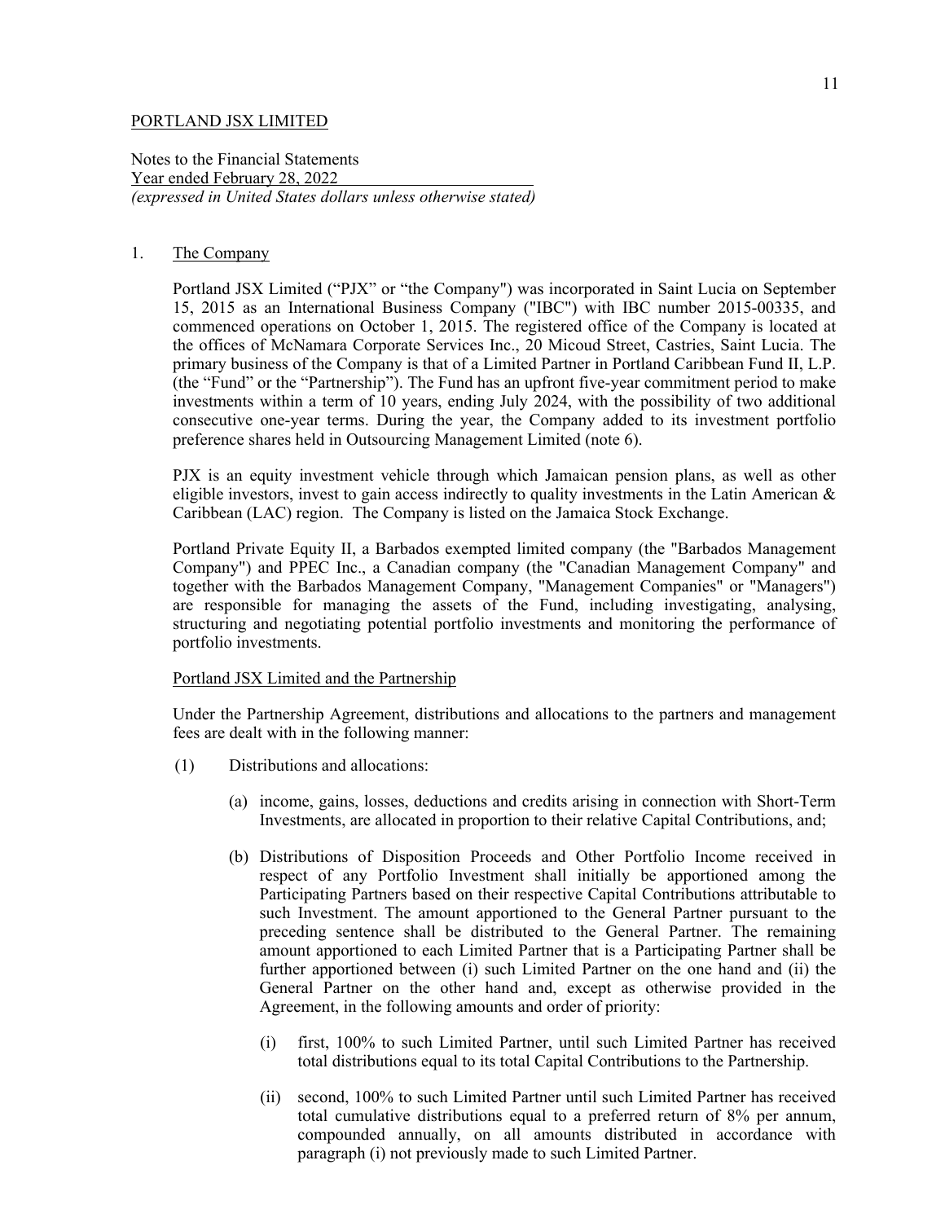PORTLAND JSX LIMITED

Notes to the Financial Statements
Year ended February 28, 2022
*(expressed in United States dollars unless otherwise stated)*

1. The Company

Portland JSX Limited (“PJX” or “the Company") was incorporated in Saint Lucia on September 15, 2015 as an International Business Company ("IBC") with IBC number 2015-00335, and commenced operations on October 1, 2015. The registered office of the Company is located at the offices of McNamara Corporate Services Inc., 20 Micoud Street, Castries, Saint Lucia. The primary business of the Company is that of a Limited Partner in Portland Caribbean Fund II, L.P. (the “Fund” or the “Partnership”). The Fund has an upfront five-year commitment period to make investments within a term of 10 years, ending July 2024, with the possibility of two additional consecutive one-year terms. During the year, the Company added to its investment portfolio preference shares held in Outsourcing Management Limited (note 6).

PJX is an equity investment vehicle through which Jamaican pension plans, as well as other eligible investors, invest to gain access indirectly to quality investments in the Latin American & Caribbean (LAC) region. The Company is listed on the Jamaica Stock Exchange.

Portland Private Equity II, a Barbados exempted limited company (the "Barbados Management Company") and PPEC Inc., a Canadian company (the "Canadian Management Company" and together with the Barbados Management Company, "Management Companies" or "Managers") are responsible for managing the assets of the Fund, including investigating, analysing, structuring and negotiating potential portfolio investments and monitoring the performance of portfolio investments.

Portland JSX Limited and the Partnership

Under the Partnership Agreement, distributions and allocations to the partners and management fees are dealt with in the following manner:

(1) Distributions and allocations:

(a) income, gains, losses, deductions and credits arising in connection with Short-Term Investments, are allocated in proportion to their relative Capital Contributions, and;

(b) Distributions of Disposition Proceeds and Other Portfolio Income received in respect of any Portfolio Investment shall initially be apportioned among the Participating Partners based on their respective Capital Contributions attributable to such Investment. The amount apportioned to the General Partner pursuant to the preceding sentence shall be distributed to the General Partner. The remaining amount apportioned to each Limited Partner that is a Participating Partner shall be further apportioned between (i) such Limited Partner on the one hand and (ii) the General Partner on the other hand and, except as otherwise provided in the Agreement, in the following amounts and order of priority:

(i) first, 100% to such Limited Partner, until such Limited Partner has received total distributions equal to its total Capital Contributions to the Partnership.

(ii) second, 100% to such Limited Partner until such Limited Partner has received total cumulative distributions equal to a preferred return of 8% per annum, compounded annually, on all amounts distributed in accordance with paragraph (i) not previously made to such Limited Partner.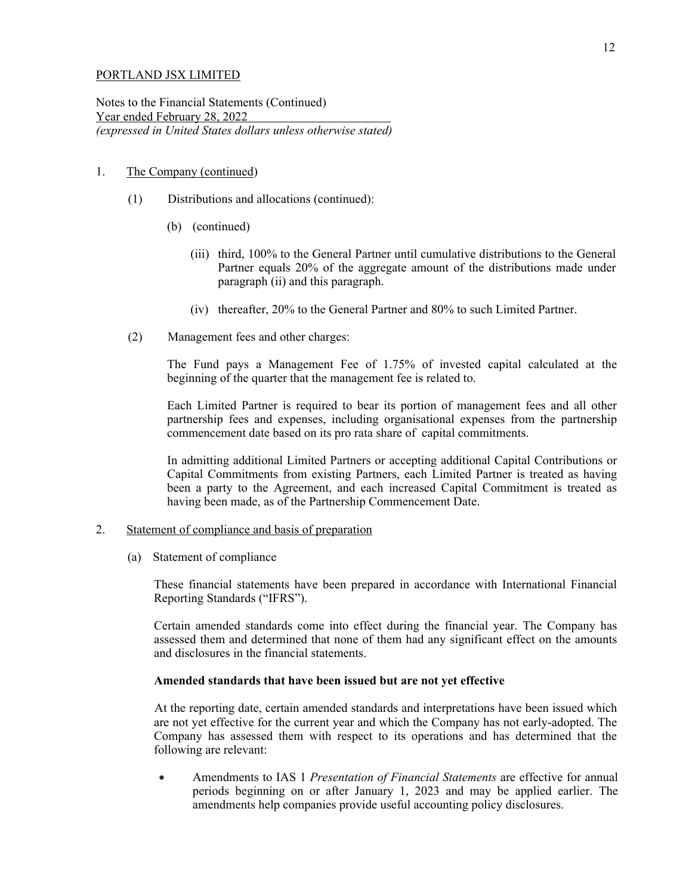PORTLAND JSX LIMITED

Notes to the Financial Statements (Continued)
Year ended February 28, 2022
*(expressed in United States dollars unless otherwise stated)*

1. The Company (continued)

   (1) Distributions and allocations (continued):

      (b) (continued)

         (iii) third, 100% to the General Partner until cumulative distributions to the General Partner equals 20% of the aggregate amount of the distributions made under paragraph (ii) and this paragraph.

         (iv) thereafter, 20% to the General Partner and 80% to such Limited Partner.

   (2) Management fees and other charges:

      The Fund pays a Management Fee of 1.75% of invested capital calculated at the beginning of the quarter that the management fee is related to.

      Each Limited Partner is required to bear its portion of management fees and all other partnership fees and expenses, including organisational expenses from the partnership commencement date based on its pro rata share of capital commitments.

      In admitting additional Limited Partners or accepting additional Capital Contributions or Capital Commitments from existing Partners, each Limited Partner is treated as having been a party to the Agreement, and each increased Capital Commitment is treated as having been made, as of the Partnership Commencement Date.

2. Statement of compliance and basis of preparation

   (a) Statement of compliance

      These financial statements have been prepared in accordance with International Financial Reporting Standards ("IFRS").

      Certain amended standards come into effect during the financial year. The Company has assessed them and determined that none of them had any significant effect on the amounts and disclosures in the financial statements.

      **Amended standards that have been issued but are not yet effective**

      At the reporting date, certain amended standards and interpretations have been issued which are not yet effective for the current year and which the Company has not early-adopted. The Company has assessed them with respect to its operations and has determined that the following are relevant:

      - Amendments to IAS 1 *Presentation of Financial Statements* are effective for annual periods beginning on or after January 1, 2023 and may be applied earlier. The amendments help companies provide useful accounting policy disclosures.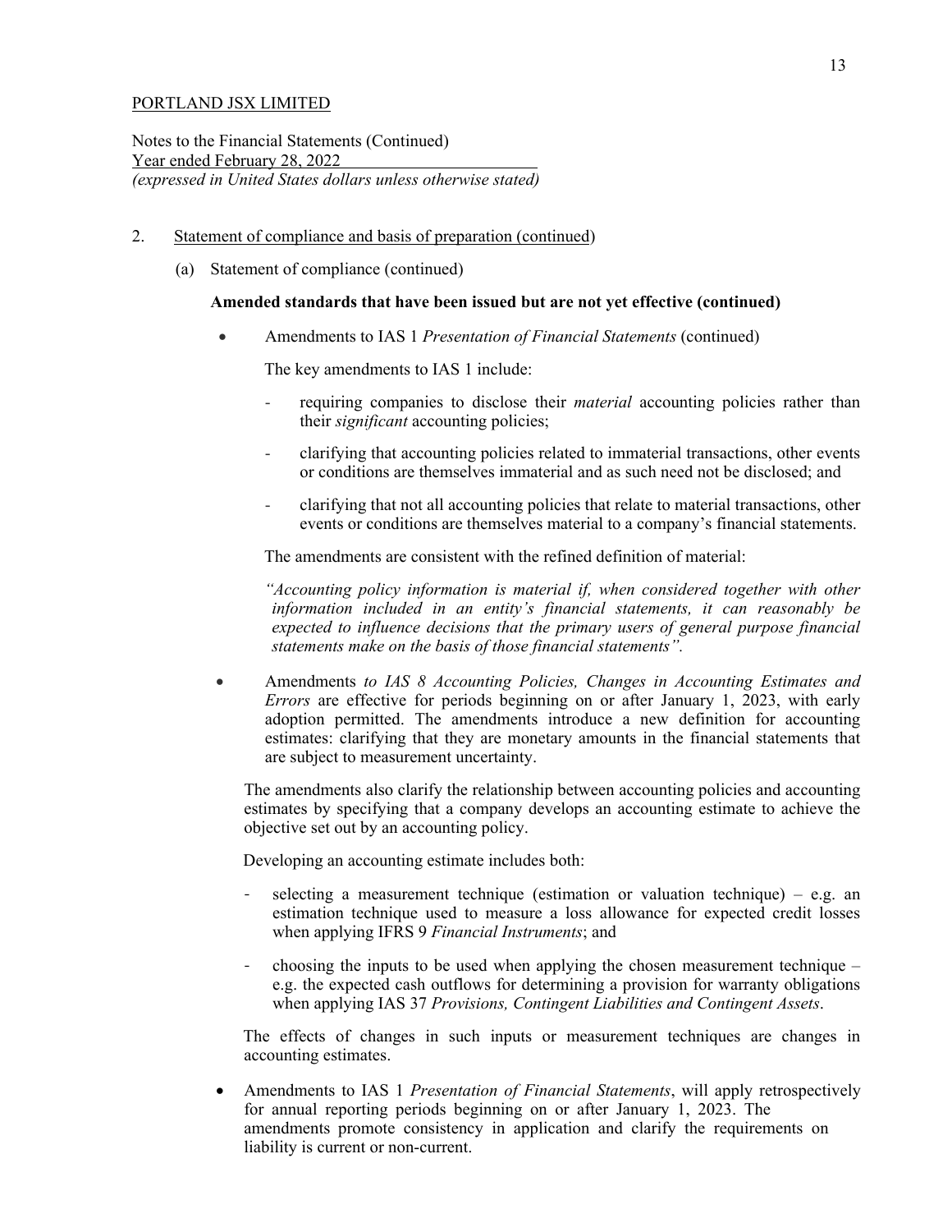PORTLAND JSX LIMITED

Notes to the Financial Statements (Continued)
Year ended February 28, 2022
*(expressed in United States dollars unless otherwise stated)*

2. Statement of compliance and basis of preparation (continued)

   (a) Statement of compliance (continued)

   **Amended standards that have been issued but are not yet effective (continued)**

   - Amendments to IAS 1 *Presentation of Financial Statements* (continued)

     The key amendments to IAS 1 include:

     - requiring companies to disclose their *material* accounting policies rather than their *significant* accounting policies;
     - clarifying that accounting policies related to immaterial transactions, other events or conditions are themselves immaterial and as such need not be disclosed; and
     - clarifying that not all accounting policies that relate to material transactions, other events or conditions are themselves material to a company's financial statements.

     The amendments are consistent with the refined definition of material:

     *"Accounting policy information is material if, when considered together with other information included in an entity's financial statements, it can reasonably be expected to influence decisions that the primary users of general purpose financial statements make on the basis of those financial statements".*

   - Amendments *to IAS 8 Accounting Policies, Changes in Accounting Estimates and Errors* are effective for periods beginning on or after January 1, 2023, with early adoption permitted. The amendments introduce a new definition for accounting estimates: clarifying that they are monetary amounts in the financial statements that are subject to measurement uncertainty.

     The amendments also clarify the relationship between accounting policies and accounting estimates by specifying that a company develops an accounting estimate to achieve the objective set out by an accounting policy.

     Developing an accounting estimate includes both:

     - selecting a measurement technique (estimation or valuation technique) – e.g. an estimation technique used to measure a loss allowance for expected credit losses when applying IFRS 9 *Financial Instruments*; and
     - choosing the inputs to be used when applying the chosen measurement technique – e.g. the expected cash outflows for determining a provision for warranty obligations when applying IAS 37 *Provisions, Contingent Liabilities and Contingent Assets*.

     The effects of changes in such inputs or measurement techniques are changes in accounting estimates.

   - Amendments to IAS 1 *Presentation of Financial Statements*, will apply retrospectively for annual reporting periods beginning on or after January 1, 2023. The amendments promote consistency in application and clarify the requirements on liability is current or non-current.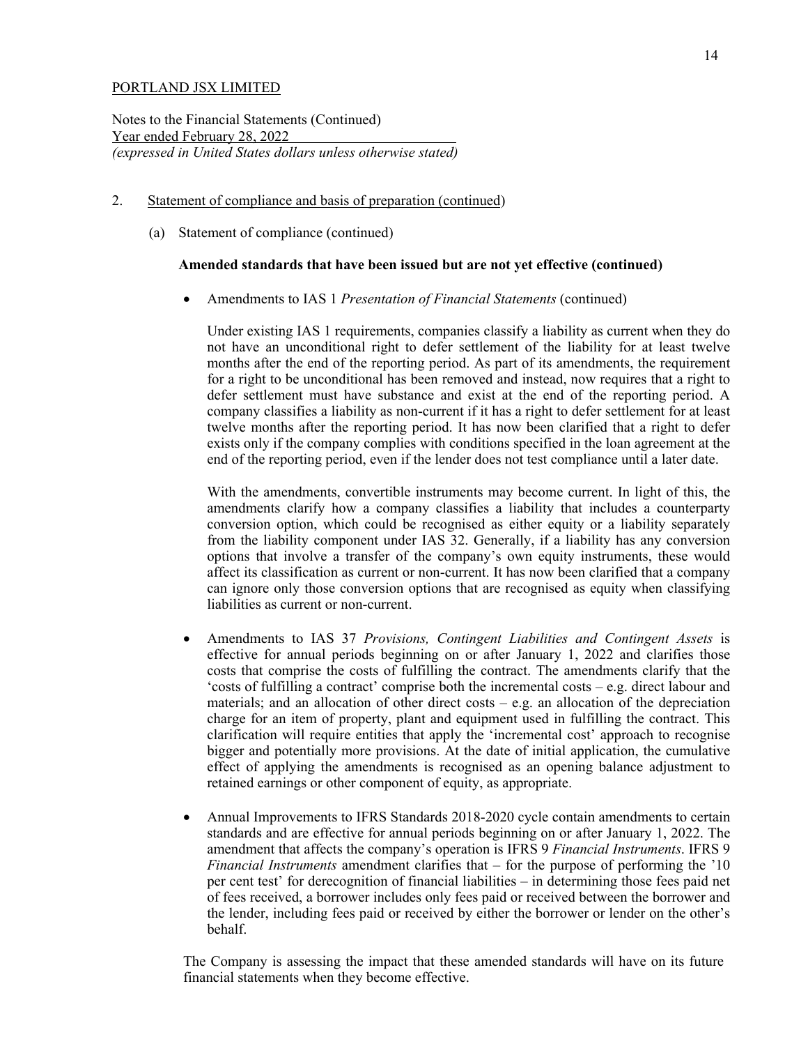PORTLAND JSX LIMITED

Notes to the Financial Statements (Continued)
Year ended February 28, 2022
*(expressed in United States dollars unless otherwise stated)*

2. Statement of compliance and basis of preparation (continued)

   (a) Statement of compliance (continued)

   **Amended standards that have been issued but are not yet effective (continued)**

   - Amendments to IAS 1 *Presentation of Financial Statements* (continued)

     Under existing IAS 1 requirements, companies classify a liability as current when they do not have an unconditional right to defer settlement of the liability for at least twelve months after the end of the reporting period. As part of its amendments, the requirement for a right to be unconditional has been removed and instead, now requires that a right to defer settlement must have substance and exist at the end of the reporting period. A company classifies a liability as non-current if it has a right to defer settlement for at least twelve months after the reporting period. It has now been clarified that a right to defer exists only if the company complies with conditions specified in the loan agreement at the end of the reporting period, even if the lender does not test compliance until a later date.

     With the amendments, convertible instruments may become current. In light of this, the amendments clarify how a company classifies a liability that includes a counterparty conversion option, which could be recognised as either equity or a liability separately from the liability component under IAS 32. Generally, if a liability has any conversion options that involve a transfer of the company's own equity instruments, these would affect its classification as current or non-current. It has now been clarified that a company can ignore only those conversion options that are recognised as equity when classifying liabilities as current or non-current.

   - Amendments to IAS 37 *Provisions, Contingent Liabilities and Contingent Assets* is effective for annual periods beginning on or after January 1, 2022 and clarifies those costs that comprise the costs of fulfilling the contract. The amendments clarify that the 'costs of fulfilling a contract' comprise both the incremental costs – e.g. direct labour and materials; and an allocation of other direct costs – e.g. an allocation of the depreciation charge for an item of property, plant and equipment used in fulfilling the contract. This clarification will require entities that apply the 'incremental cost' approach to recognise bigger and potentially more provisions. At the date of initial application, the cumulative effect of applying the amendments is recognised as an opening balance adjustment to retained earnings or other component of equity, as appropriate.

   - Annual Improvements to IFRS Standards 2018-2020 cycle contain amendments to certain standards and are effective for annual periods beginning on or after January 1, 2022. The amendment that affects the company's operation is IFRS 9 *Financial Instruments*. IFRS 9 *Financial Instruments* amendment clarifies that – for the purpose of performing the '10 per cent test' for derecognition of financial liabilities – in determining those fees paid net of fees received, a borrower includes only fees paid or received between the borrower and the lender, including fees paid or received by either the borrower or lender on the other's behalf.

   The Company is assessing the impact that these amended standards will have on its future financial statements when they become effective.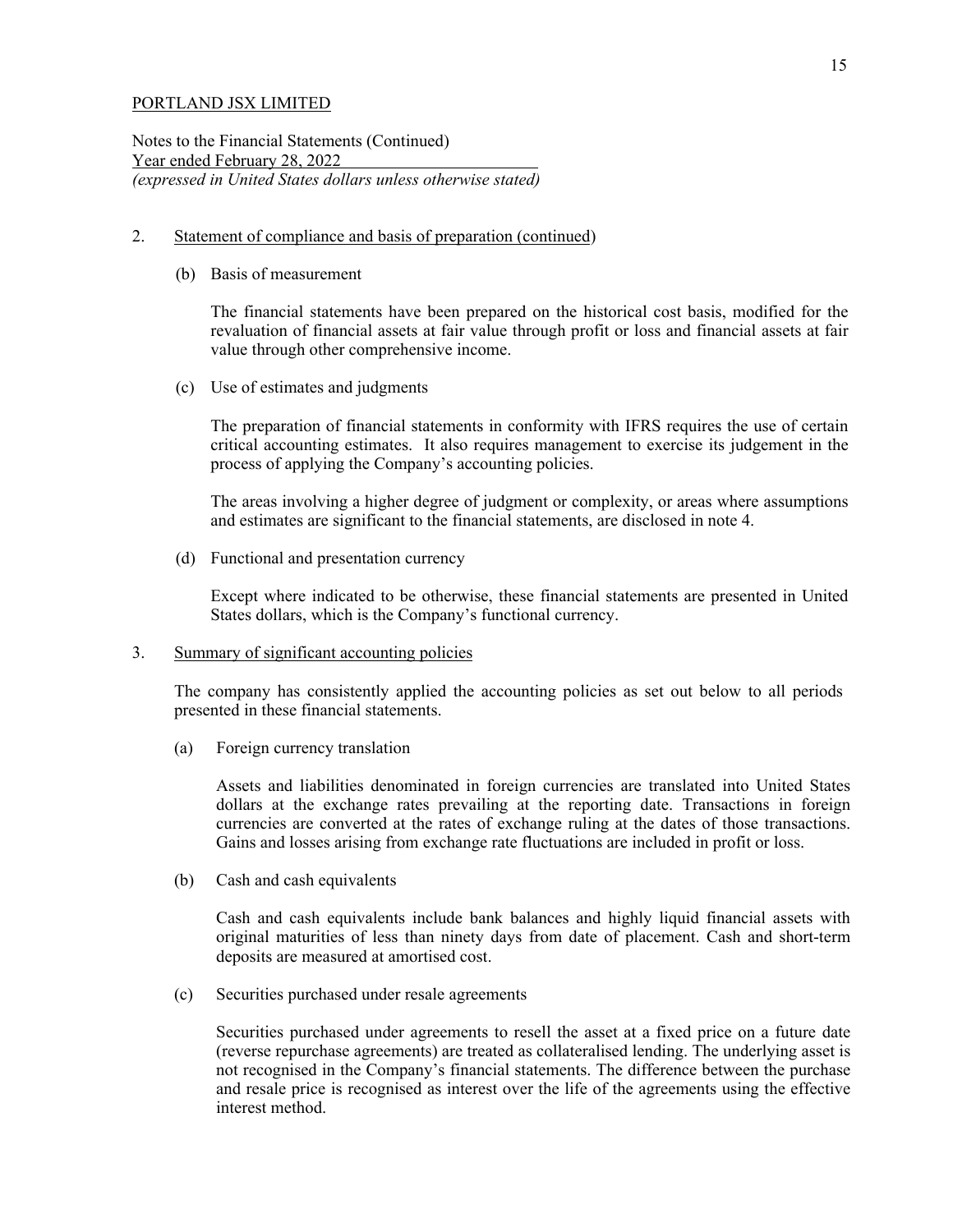PORTLAND JSX LIMITED

Notes to the Financial Statements (Continued)
Year ended February 28, 2022
*(expressed in United States dollars unless otherwise stated)*

2. Statement of compliance and basis of preparation (continued)

   (b) Basis of measurement

   The financial statements have been prepared on the historical cost basis, modified for the revaluation of financial assets at fair value through profit or loss and financial assets at fair value through other comprehensive income.

   (c) Use of estimates and judgments

   The preparation of financial statements in conformity with IFRS requires the use of certain critical accounting estimates. It also requires management to exercise its judgement in the process of applying the Company's accounting policies.

   The areas involving a higher degree of judgment or complexity, or areas where assumptions and estimates are significant to the financial statements, are disclosed in note 4.

   (d) Functional and presentation currency

   Except where indicated to be otherwise, these financial statements are presented in United States dollars, which is the Company's functional currency.

3. Summary of significant accounting policies

   The company has consistently applied the accounting policies as set out below to all periods presented in these financial statements.

   (a) Foreign currency translation

   Assets and liabilities denominated in foreign currencies are translated into United States dollars at the exchange rates prevailing at the reporting date. Transactions in foreign currencies are converted at the rates of exchange ruling at the dates of those transactions. Gains and losses arising from exchange rate fluctuations are included in profit or loss.

   (b) Cash and cash equivalents

   Cash and cash equivalents include bank balances and highly liquid financial assets with original maturities of less than ninety days from date of placement. Cash and short-term deposits are measured at amortised cost.

   (c) Securities purchased under resale agreements

   Securities purchased under agreements to resell the asset at a fixed price on a future date (reverse repurchase agreements) are treated as collateralised lending. The underlying asset is not recognised in the Company's financial statements. The difference between the purchase and resale price is recognised as interest over the life of the agreements using the effective interest method.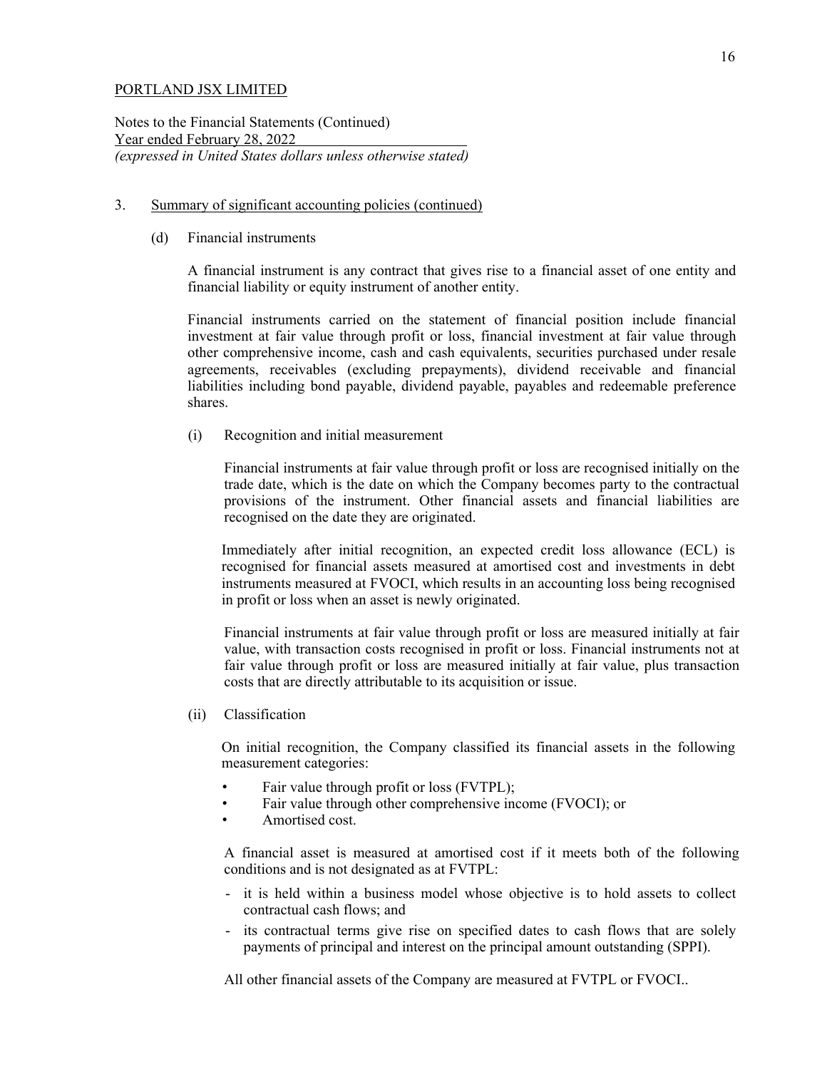PORTLAND JSX LIMITED

Notes to the Financial Statements (Continued)
Year ended February 28, 2022
*(expressed in United States dollars unless otherwise stated)*

3. Summary of significant accounting policies (continued)

(d) Financial instruments

A financial instrument is any contract that gives rise to a financial asset of one entity and financial liability or equity instrument of another entity.

Financial instruments carried on the statement of financial position include financial investment at fair value through profit or loss, financial investment at fair value through other comprehensive income, cash and cash equivalents, securities purchased under resale agreements, receivables (excluding prepayments), dividend receivable and financial liabilities including bond payable, dividend payable, payables and redeemable preference shares.

(i) Recognition and initial measurement

Financial instruments at fair value through profit or loss are recognised initially on the trade date, which is the date on which the Company becomes party to the contractual provisions of the instrument. Other financial assets and financial liabilities are recognised on the date they are originated.

Immediately after initial recognition, an expected credit loss allowance (ECL) is recognised for financial assets measured at amortised cost and investments in debt instruments measured at FVOCI, which results in an accounting loss being recognised in profit or loss when an asset is newly originated.

Financial instruments at fair value through profit or loss are measured initially at fair value, with transaction costs recognised in profit or loss. Financial instruments not at fair value through profit or loss are measured initially at fair value, plus transaction costs that are directly attributable to its acquisition or issue.

(ii) Classification

On initial recognition, the Company classified its financial assets in the following measurement categories:

- Fair value through profit or loss (FVTPL);
- Fair value through other comprehensive income (FVOCI); or
- Amortised cost.

A financial asset is measured at amortised cost if it meets both of the following conditions and is not designated as at FVTPL:

- it is held within a business model whose objective is to hold assets to collect contractual cash flows; and
- its contractual terms give rise on specified dates to cash flows that are solely payments of principal and interest on the principal amount outstanding (SPPI).

All other financial assets of the Company are measured at FVTPL or FVOCI..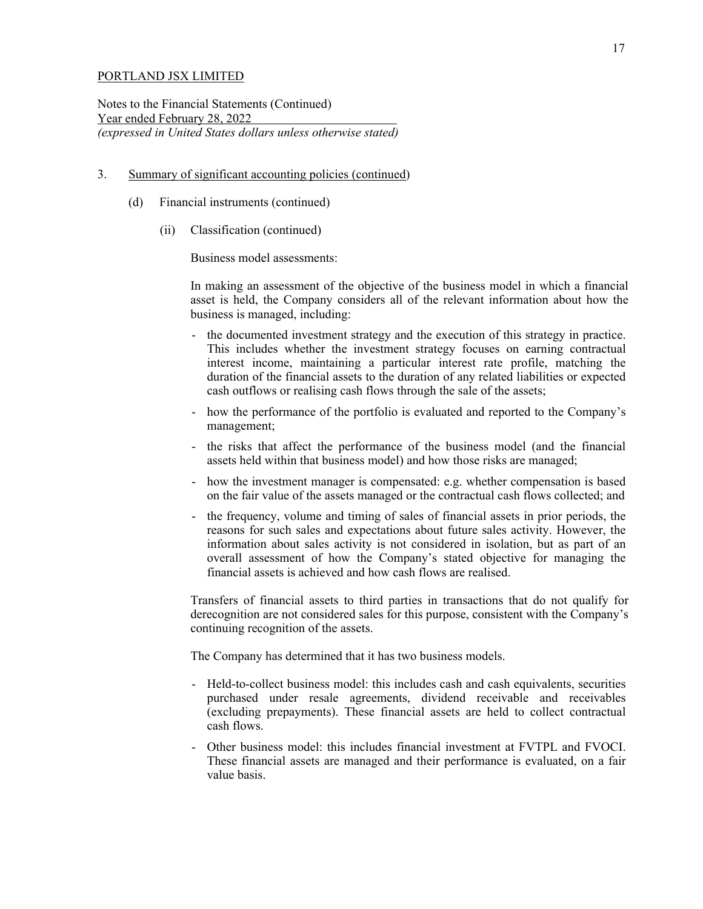PORTLAND JSX LIMITED

Notes to the Financial Statements (Continued)
Year ended February 28, 2022
*(expressed in United States dollars unless otherwise stated)*

3. Summary of significant accounting policies (continued)

   (d) Financial instruments (continued)

      (ii) Classification (continued)

Business model assessments:

In making an assessment of the objective of the business model in which a financial asset is held, the Company considers all of the relevant information about how the business is managed, including:

- the documented investment strategy and the execution of this strategy in practice. This includes whether the investment strategy focuses on earning contractual interest income, maintaining a particular interest rate profile, matching the duration of the financial assets to the duration of any related liabilities or expected cash outflows or realising cash flows through the sale of the assets;
- how the performance of the portfolio is evaluated and reported to the Company's management;
- the risks that affect the performance of the business model (and the financial assets held within that business model) and how those risks are managed;
- how the investment manager is compensated: e.g. whether compensation is based on the fair value of the assets managed or the contractual cash flows collected; and
- the frequency, volume and timing of sales of financial assets in prior periods, the reasons for such sales and expectations about future sales activity. However, the information about sales activity is not considered in isolation, but as part of an overall assessment of how the Company's stated objective for managing the financial assets is achieved and how cash flows are realised.

Transfers of financial assets to third parties in transactions that do not qualify for derecognition are not considered sales for this purpose, consistent with the Company's continuing recognition of the assets.

The Company has determined that it has two business models.

- Held-to-collect business model: this includes cash and cash equivalents, securities purchased under resale agreements, dividend receivable and receivables (excluding prepayments). These financial assets are held to collect contractual cash flows.
- Other business model: this includes financial investment at FVTPL and FVOCI. These financial assets are managed and their performance is evaluated, on a fair value basis.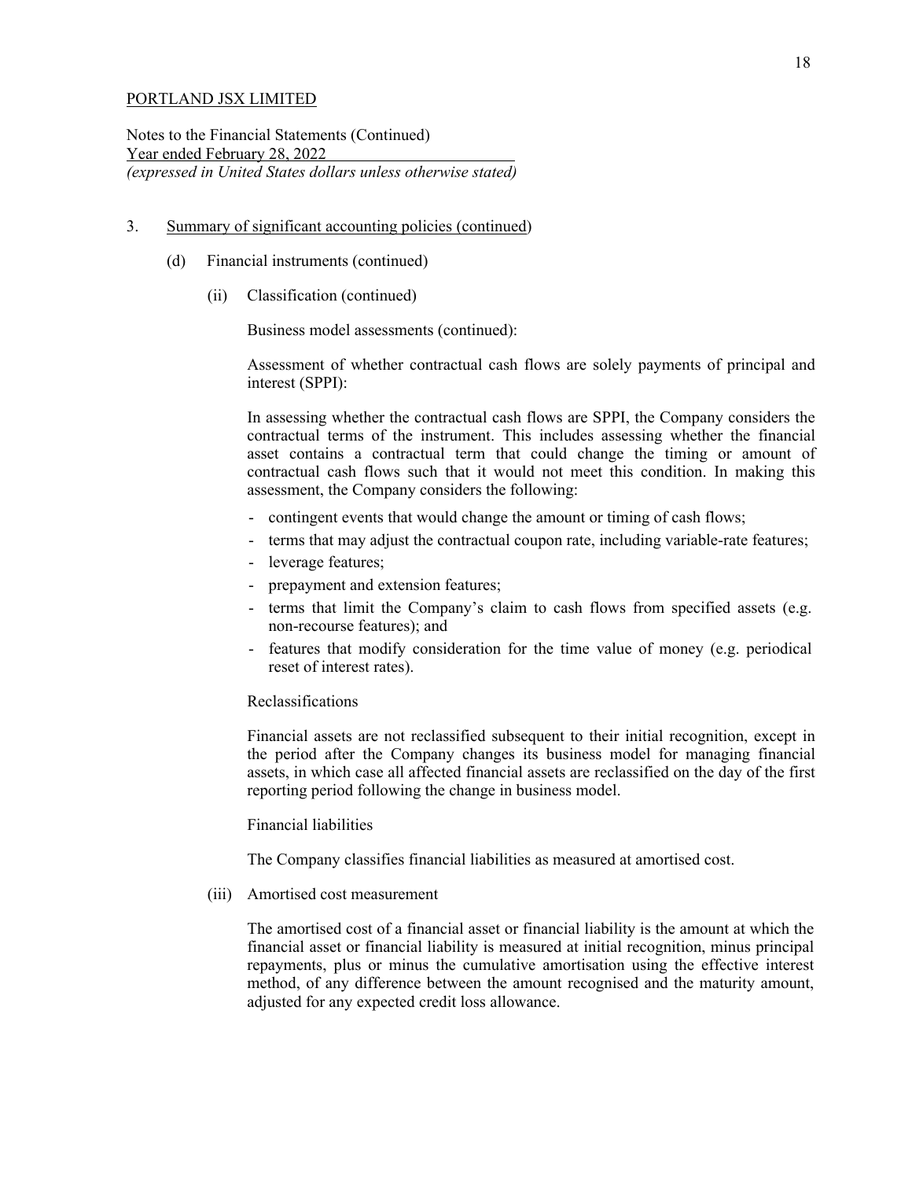PORTLAND JSX LIMITED

Notes to the Financial Statements (Continued)
Year ended February 28, 2022
*(expressed in United States dollars unless otherwise stated)*

3. Summary of significant accounting policies (continued)

(d) Financial instruments (continued)

(ii) Classification (continued)

Business model assessments (continued):

Assessment of whether contractual cash flows are solely payments of principal and interest (SPPI):

In assessing whether the contractual cash flows are SPPI, the Company considers the contractual terms of the instrument. This includes assessing whether the financial asset contains a contractual term that could change the timing or amount of contractual cash flows such that it would not meet this condition. In making this assessment, the Company considers the following:

- contingent events that would change the amount or timing of cash flows;
- terms that may adjust the contractual coupon rate, including variable-rate features;
- leverage features;
- prepayment and extension features;
- terms that limit the Company's claim to cash flows from specified assets (e.g. non-recourse features); and
- features that modify consideration for the time value of money (e.g. periodical reset of interest rates).

Reclassifications

Financial assets are not reclassified subsequent to their initial recognition, except in the period after the Company changes its business model for managing financial assets, in which case all affected financial assets are reclassified on the day of the first reporting period following the change in business model.

Financial liabilities

The Company classifies financial liabilities as measured at amortised cost.

(iii) Amortised cost measurement

The amortised cost of a financial asset or financial liability is the amount at which the financial asset or financial liability is measured at initial recognition, minus principal repayments, plus or minus the cumulative amortisation using the effective interest method, of any difference between the amount recognised and the maturity amount, adjusted for any expected credit loss allowance.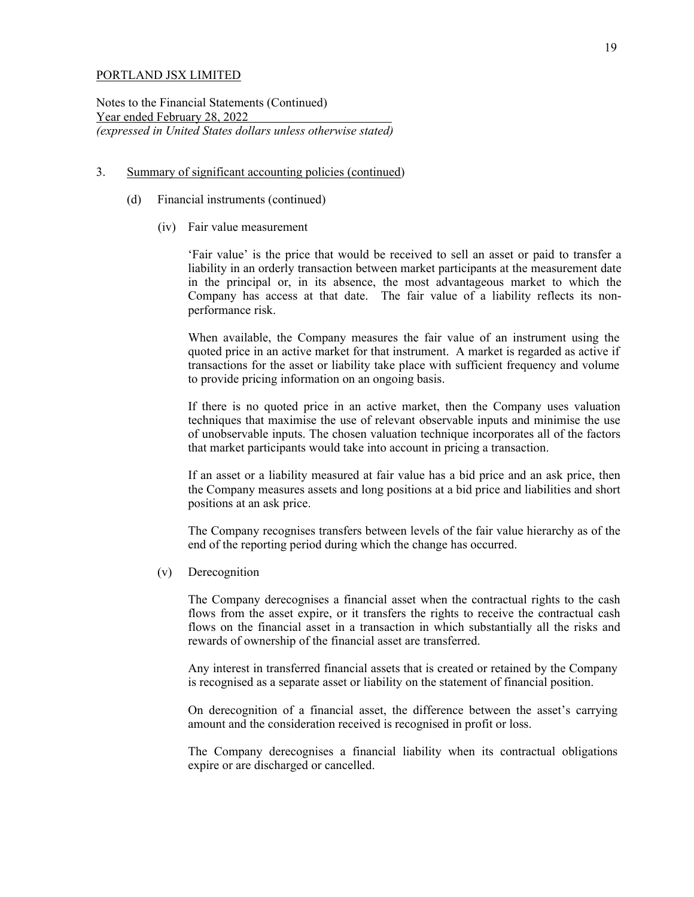PORTLAND JSX LIMITED

Notes to the Financial Statements (Continued)
Year ended February 28, 2022
*(expressed in United States dollars unless otherwise stated)*

3. Summary of significant accounting policies (continued)

   (d) Financial instruments (continued)

      (iv) Fair value measurement

      'Fair value' is the price that would be received to sell an asset or paid to transfer a liability in an orderly transaction between market participants at the measurement date in the principal or, in its absence, the most advantageous market to which the Company has access at that date. The fair value of a liability reflects its non-performance risk.

      When available, the Company measures the fair value of an instrument using the quoted price in an active market for that instrument. A market is regarded as active if transactions for the asset or liability take place with sufficient frequency and volume to provide pricing information on an ongoing basis.

      If there is no quoted price in an active market, then the Company uses valuation techniques that maximise the use of relevant observable inputs and minimise the use of unobservable inputs. The chosen valuation technique incorporates all of the factors that market participants would take into account in pricing a transaction.

      If an asset or a liability measured at fair value has a bid price and an ask price, then the Company measures assets and long positions at a bid price and liabilities and short positions at an ask price.

      The Company recognises transfers between levels of the fair value hierarchy as of the end of the reporting period during which the change has occurred.

      (v) Derecognition

      The Company derecognises a financial asset when the contractual rights to the cash flows from the asset expire, or it transfers the rights to receive the contractual cash flows on the financial asset in a transaction in which substantially all the risks and rewards of ownership of the financial asset are transferred.

      Any interest in transferred financial assets that is created or retained by the Company is recognised as a separate asset or liability on the statement of financial position.

      On derecognition of a financial asset, the difference between the asset's carrying amount and the consideration received is recognised in profit or loss.

      The Company derecognises a financial liability when its contractual obligations expire or are discharged or cancelled.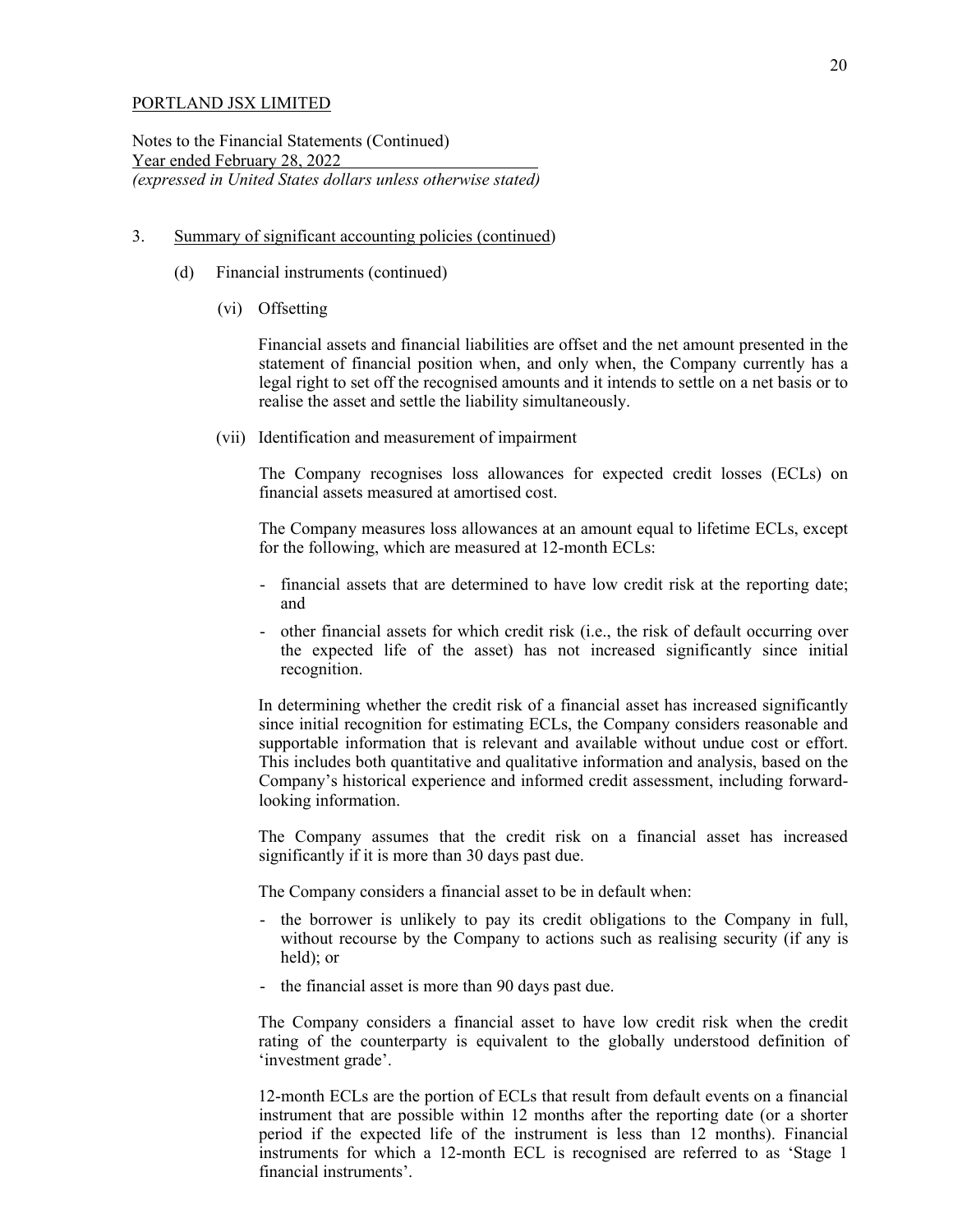PORTLAND JSX LIMITED

Notes to the Financial Statements (Continued)
Year ended February 28, 2022
*(expressed in United States dollars unless otherwise stated)*

3. Summary of significant accounting policies (continued)

   (d) Financial instruments (continued)

      (vi) Offsetting

      Financial assets and financial liabilities are offset and the net amount presented in the statement of financial position when, and only when, the Company currently has a legal right to set off the recognised amounts and it intends to settle on a net basis or to realise the asset and settle the liability simultaneously.

      (vii) Identification and measurement of impairment

      The Company recognises loss allowances for expected credit losses (ECLs) on financial assets measured at amortised cost.

      The Company measures loss allowances at an amount equal to lifetime ECLs, except for the following, which are measured at 12-month ECLs:

      - financial assets that are determined to have low credit risk at the reporting date; and
      - other financial assets for which credit risk (i.e., the risk of default occurring over the expected life of the asset) has not increased significantly since initial recognition.

      In determining whether the credit risk of a financial asset has increased significantly since initial recognition for estimating ECLs, the Company considers reasonable and supportable information that is relevant and available without undue cost or effort. This includes both quantitative and qualitative information and analysis, based on the Company's historical experience and informed credit assessment, including forward-looking information.

      The Company assumes that the credit risk on a financial asset has increased significantly if it is more than 30 days past due.

      The Company considers a financial asset to be in default when:

      - the borrower is unlikely to pay its credit obligations to the Company in full, without recourse by the Company to actions such as realising security (if any is held); or
      - the financial asset is more than 90 days past due.

      The Company considers a financial asset to have low credit risk when the credit rating of the counterparty is equivalent to the globally understood definition of 'investment grade'.

      12-month ECLs are the portion of ECLs that result from default events on a financial instrument that are possible within 12 months after the reporting date (or a shorter period if the expected life of the instrument is less than 12 months). Financial instruments for which a 12-month ECL is recognised are referred to as 'Stage 1 financial instruments'.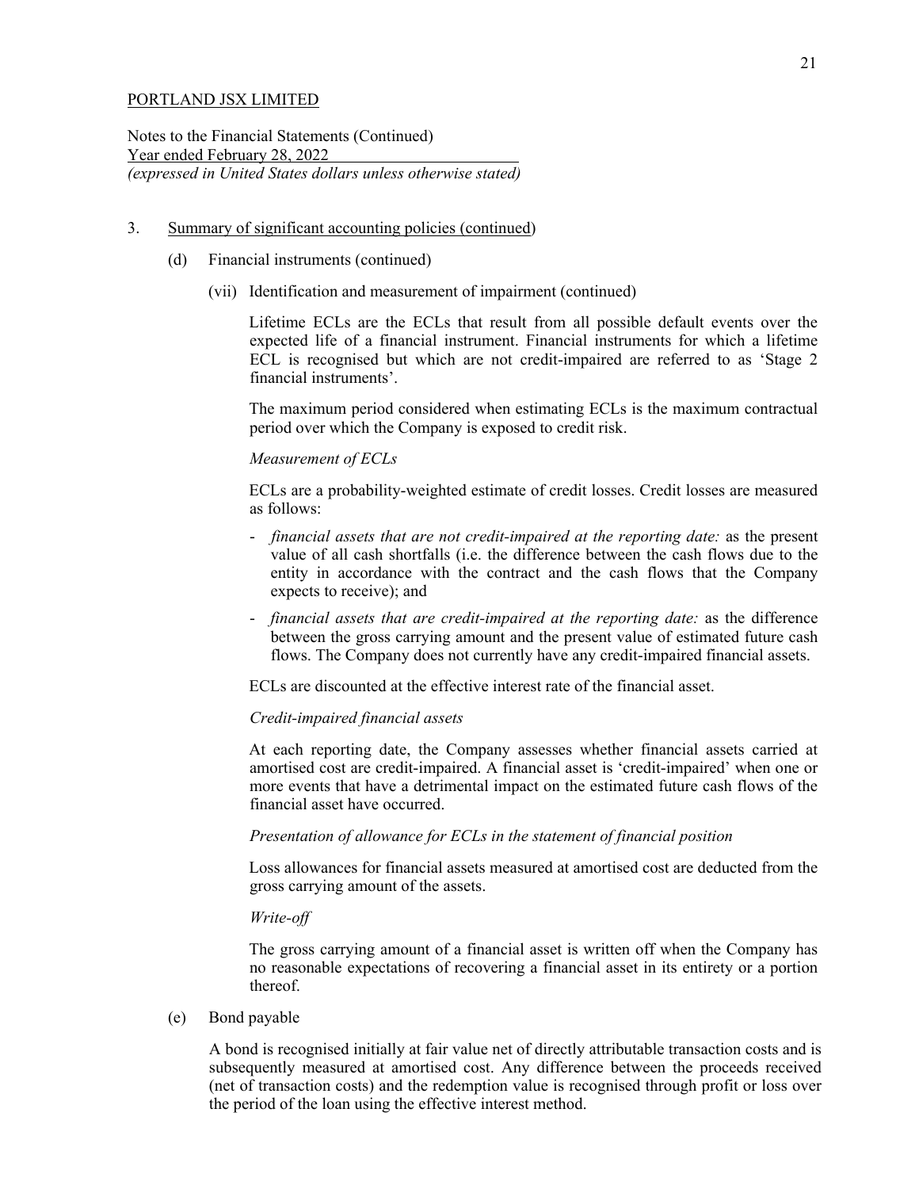PORTLAND JSX LIMITED

Notes to the Financial Statements (Continued)
Year ended February 28, 2022
*(expressed in United States dollars unless otherwise stated)*

3. Summary of significant accounting policies (continued)

   (d) Financial instruments (continued)

   (vii) Identification and measurement of impairment (continued)

   Lifetime ECLs are the ECLs that result from all possible default events over the expected life of a financial instrument. Financial instruments for which a lifetime ECL is recognised but which are not credit-impaired are referred to as 'Stage 2 financial instruments'.

   The maximum period considered when estimating ECLs is the maximum contractual period over which the Company is exposed to credit risk.

   *Measurement of ECLs*

   ECLs are a probability-weighted estimate of credit losses. Credit losses are measured as follows:

   - *financial assets that are not credit-impaired at the reporting date:* as the present value of all cash shortfalls (i.e. the difference between the cash flows due to the entity in accordance with the contract and the cash flows that the Company expects to receive); and
   - *financial assets that are credit-impaired at the reporting date:* as the difference between the gross carrying amount and the present value of estimated future cash flows. The Company does not currently have any credit-impaired financial assets.

   ECLs are discounted at the effective interest rate of the financial asset.

   *Credit-impaired financial assets*

   At each reporting date, the Company assesses whether financial assets carried at amortised cost are credit-impaired. A financial asset is 'credit-impaired' when one or more events that have a detrimental impact on the estimated future cash flows of the financial asset have occurred.

   *Presentation of allowance for ECLs in the statement of financial position*

   Loss allowances for financial assets measured at amortised cost are deducted from the gross carrying amount of the assets.

   *Write-off*

   The gross carrying amount of a financial asset is written off when the Company has no reasonable expectations of recovering a financial asset in its entirety or a portion thereof.

   (e) Bond payable

   A bond is recognised initially at fair value net of directly attributable transaction costs and is subsequently measured at amortised cost. Any difference between the proceeds received (net of transaction costs) and the redemption value is recognised through profit or loss over the period of the loan using the effective interest method.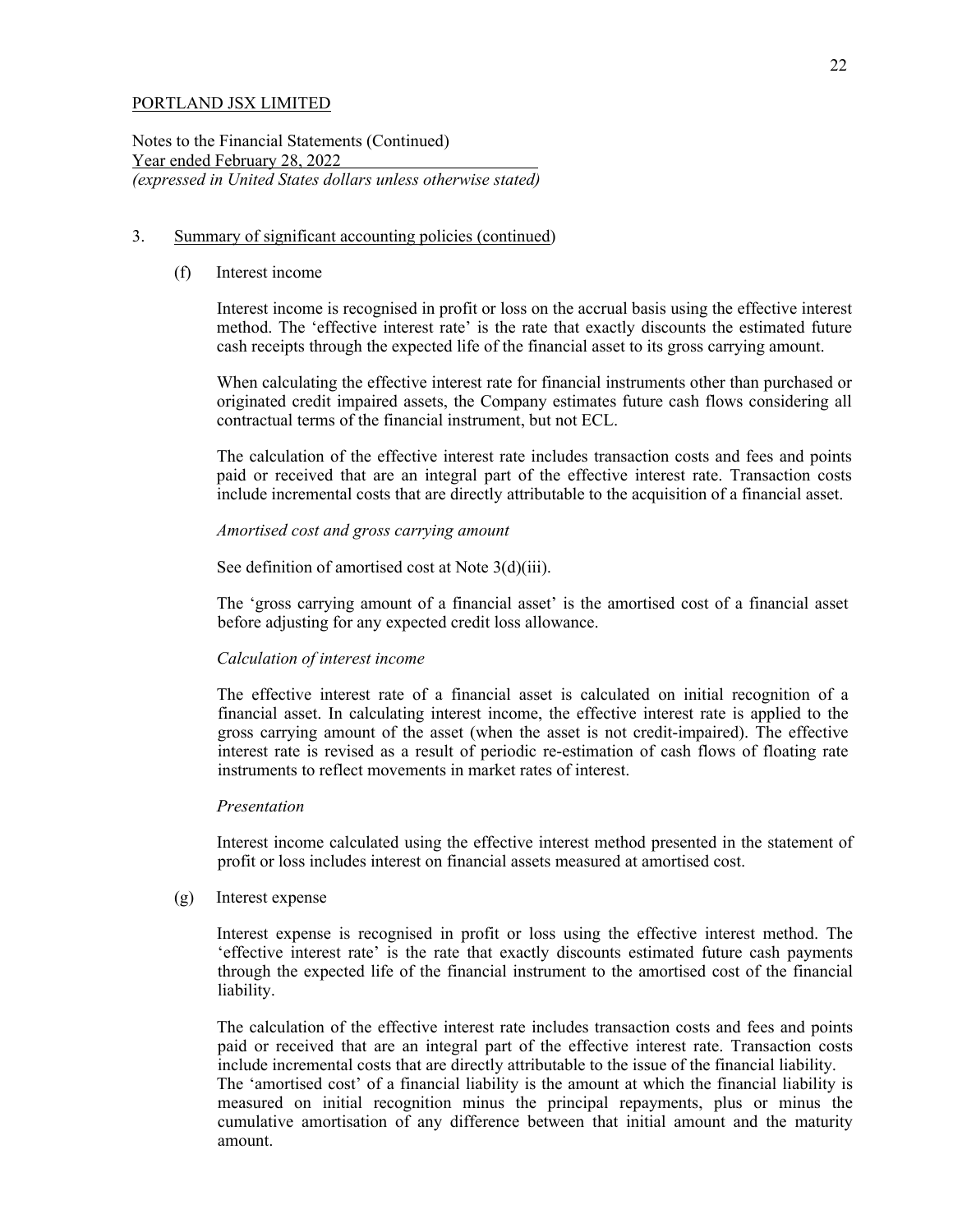PORTLAND JSX LIMITED

Notes to the Financial Statements (Continued)
Year ended February 28, 2022
*(expressed in United States dollars unless otherwise stated)*

3. Summary of significant accounting policies (continued)

   (f) Interest income

   Interest income is recognised in profit or loss on the accrual basis using the effective interest method. The 'effective interest rate' is the rate that exactly discounts the estimated future cash receipts through the expected life of the financial asset to its gross carrying amount.

   When calculating the effective interest rate for financial instruments other than purchased or originated credit impaired assets, the Company estimates future cash flows considering all contractual terms of the financial instrument, but not ECL.

   The calculation of the effective interest rate includes transaction costs and fees and points paid or received that are an integral part of the effective interest rate. Transaction costs include incremental costs that are directly attributable to the acquisition of a financial asset.

   *Amortised cost and gross carrying amount*

   See definition of amortised cost at Note 3(d)(iii).

   The 'gross carrying amount of a financial asset' is the amortised cost of a financial asset before adjusting for any expected credit loss allowance.

   *Calculation of interest income*

   The effective interest rate of a financial asset is calculated on initial recognition of a financial asset. In calculating interest income, the effective interest rate is applied to the gross carrying amount of the asset (when the asset is not credit-impaired). The effective interest rate is revised as a result of periodic re-estimation of cash flows of floating rate instruments to reflect movements in market rates of interest.

   *Presentation*

   Interest income calculated using the effective interest method presented in the statement of profit or loss includes interest on financial assets measured at amortised cost.

   (g) Interest expense

   Interest expense is recognised in profit or loss using the effective interest method. The 'effective interest rate' is the rate that exactly discounts estimated future cash payments through the expected life of the financial instrument to the amortised cost of the financial liability.

   The calculation of the effective interest rate includes transaction costs and fees and points paid or received that are an integral part of the effective interest rate. Transaction costs include incremental costs that are directly attributable to the issue of the financial liability.
   The 'amortised cost' of a financial liability is the amount at which the financial liability is measured on initial recognition minus the principal repayments, plus or minus the cumulative amortisation of any difference between that initial amount and the maturity amount.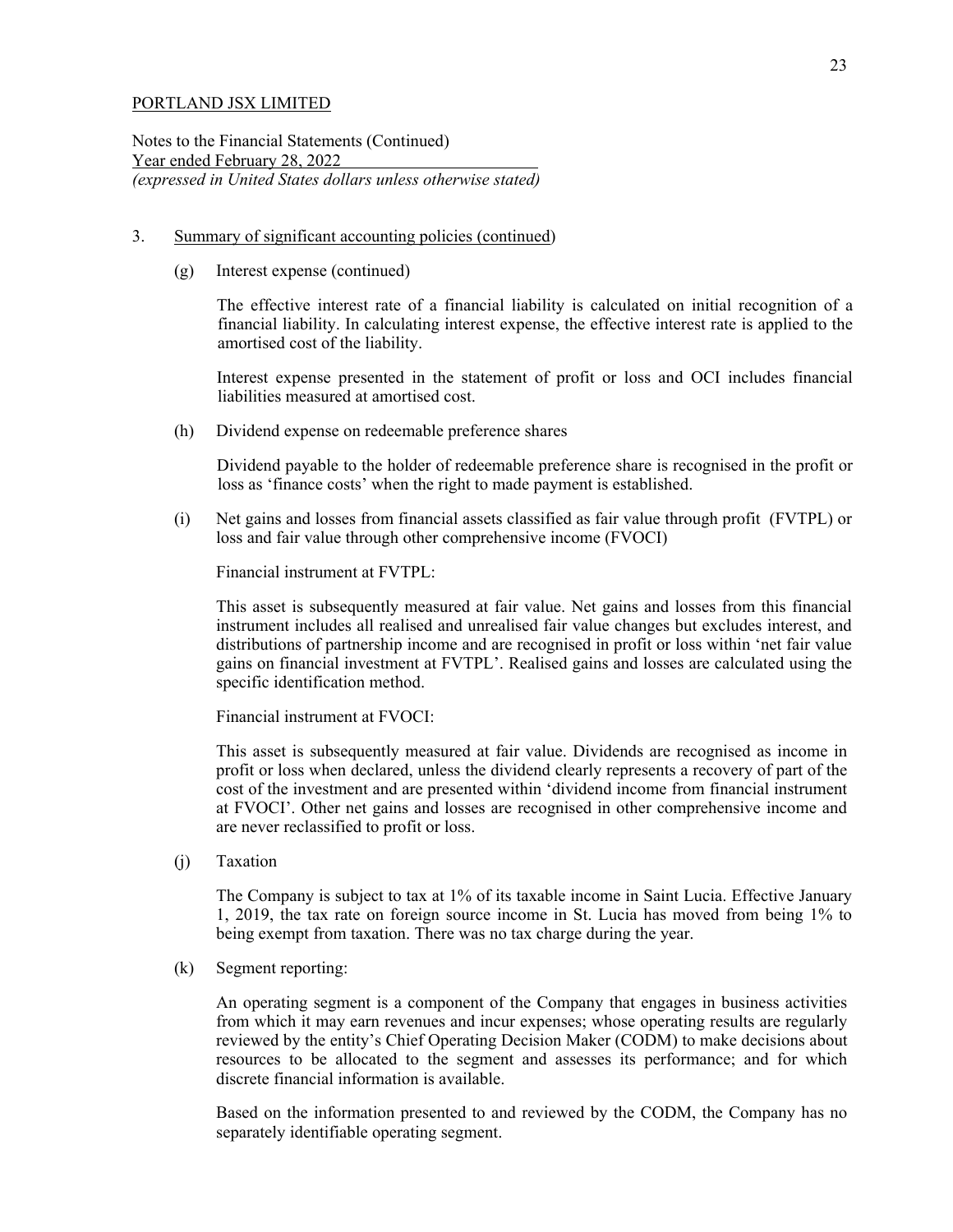PORTLAND JSX LIMITED

Notes to the Financial Statements (Continued)
Year ended February 28, 2022
*(expressed in United States dollars unless otherwise stated)*

3. Summary of significant accounting policies (continued)

(g) Interest expense (continued)

The effective interest rate of a financial liability is calculated on initial recognition of a financial liability. In calculating interest expense, the effective interest rate is applied to the amortised cost of the liability.

Interest expense presented in the statement of profit or loss and OCI includes financial liabilities measured at amortised cost.

(h) Dividend expense on redeemable preference shares

Dividend payable to the holder of redeemable preference share is recognised in the profit or loss as 'finance costs' when the right to made payment is established.

(i) Net gains and losses from financial assets classified as fair value through profit (FVTPL) or loss and fair value through other comprehensive income (FVOCI)

Financial instrument at FVTPL:

This asset is subsequently measured at fair value. Net gains and losses from this financial instrument includes all realised and unrealised fair value changes but excludes interest, and distributions of partnership income and are recognised in profit or loss within 'net fair value gains on financial investment at FVTPL'. Realised gains and losses are calculated using the specific identification method.

Financial instrument at FVOCI:

This asset is subsequently measured at fair value. Dividends are recognised as income in profit or loss when declared, unless the dividend clearly represents a recovery of part of the cost of the investment and are presented within 'dividend income from financial instrument at FVOCI'. Other net gains and losses are recognised in other comprehensive income and are never reclassified to profit or loss.

(j) Taxation

The Company is subject to tax at 1% of its taxable income in Saint Lucia. Effective January 1, 2019, the tax rate on foreign source income in St. Lucia has moved from being 1% to being exempt from taxation. There was no tax charge during the year.

(k) Segment reporting:

An operating segment is a component of the Company that engages in business activities from which it may earn revenues and incur expenses; whose operating results are regularly reviewed by the entity's Chief Operating Decision Maker (CODM) to make decisions about resources to be allocated to the segment and assesses its performance; and for which discrete financial information is available.

Based on the information presented to and reviewed by the CODM, the Company has no separately identifiable operating segment.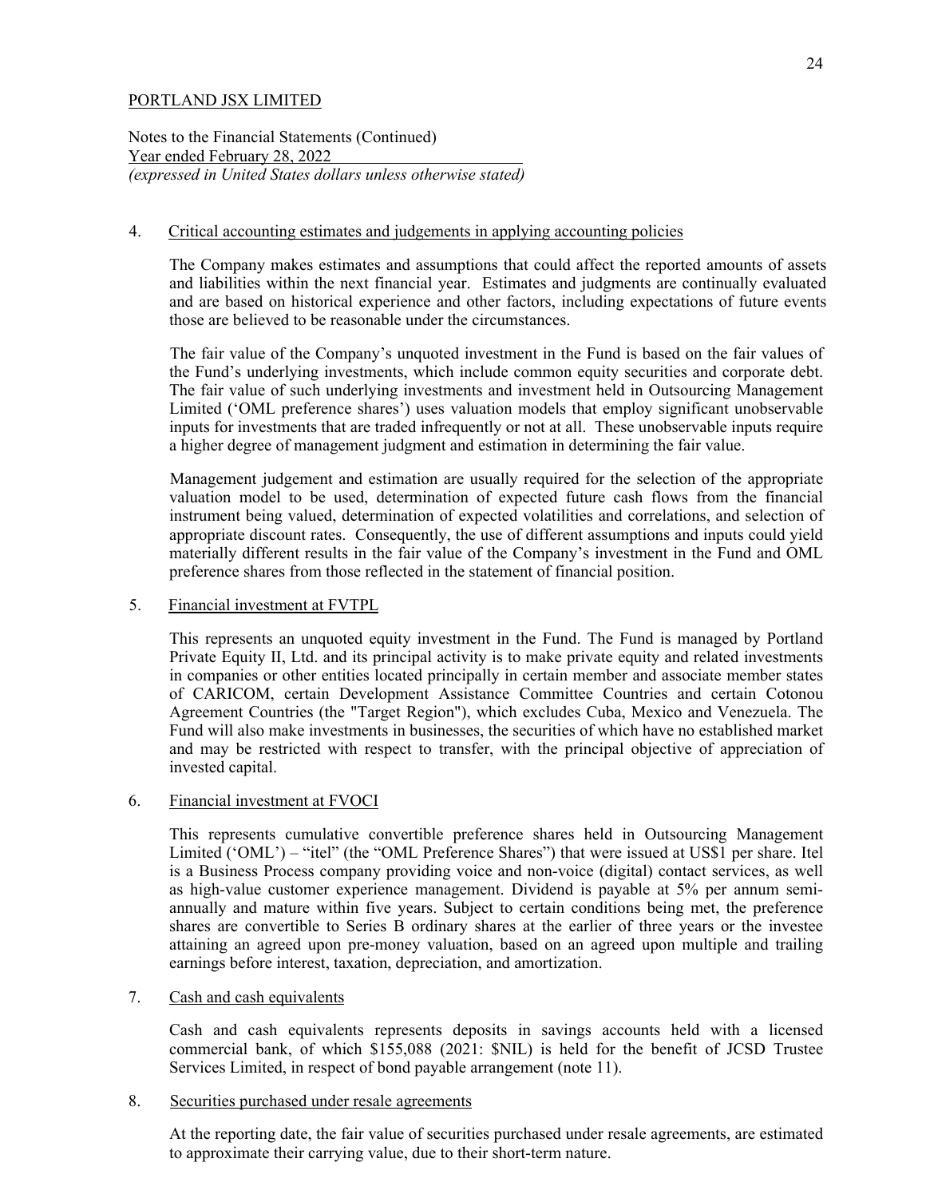PORTLAND JSX LIMITED

Notes to the Financial Statements (Continued)
Year ended February 28, 2022
*(expressed in United States dollars unless otherwise stated)*

4. Critical accounting estimates and judgements in applying accounting policies

The Company makes estimates and assumptions that could affect the reported amounts of assets and liabilities within the next financial year. Estimates and judgments are continually evaluated and are based on historical experience and other factors, including expectations of future events those are believed to be reasonable under the circumstances.

The fair value of the Company's unquoted investment in the Fund is based on the fair values of the Fund's underlying investments, which include common equity securities and corporate debt. The fair value of such underlying investments and investment held in Outsourcing Management Limited ('OML preference shares') uses valuation models that employ significant unobservable inputs for investments that are traded infrequently or not at all. These unobservable inputs require a higher degree of management judgment and estimation in determining the fair value.

Management judgement and estimation are usually required for the selection of the appropriate valuation model to be used, determination of expected future cash flows from the financial instrument being valued, determination of expected volatilities and correlations, and selection of appropriate discount rates. Consequently, the use of different assumptions and inputs could yield materially different results in the fair value of the Company's investment in the Fund and OML preference shares from those reflected in the statement of financial position.

5. Financial investment at FVTPL

This represents an unquoted equity investment in the Fund. The Fund is managed by Portland Private Equity II, Ltd. and its principal activity is to make private equity and related investments in companies or other entities located principally in certain member and associate member states of CARICOM, certain Development Assistance Committee Countries and certain Cotonou Agreement Countries (the "Target Region"), which excludes Cuba, Mexico and Venezuela. The Fund will also make investments in businesses, the securities of which have no established market and may be restricted with respect to transfer, with the principal objective of appreciation of invested capital.

6. Financial investment at FVOCI

This represents cumulative convertible preference shares held in Outsourcing Management Limited ('OML') – "itel" (the "OML Preference Shares") that were issued at US$1 per share. Itel is a Business Process company providing voice and non-voice (digital) contact services, as well as high-value customer experience management. Dividend is payable at 5% per annum semi-annually and mature within five years. Subject to certain conditions being met, the preference shares are convertible to Series B ordinary shares at the earlier of three years or the investee attaining an agreed upon pre-money valuation, based on an agreed upon multiple and trailing earnings before interest, taxation, depreciation, and amortization.

7. Cash and cash equivalents

Cash and cash equivalents represents deposits in savings accounts held with a licensed commercial bank, of which $155,088 (2021: $NIL) is held for the benefit of JCSD Trustee Services Limited, in respect of bond payable arrangement (note 11).

8. Securities purchased under resale agreements

At the reporting date, the fair value of securities purchased under resale agreements, are estimated to approximate their carrying value, due to their short-term nature.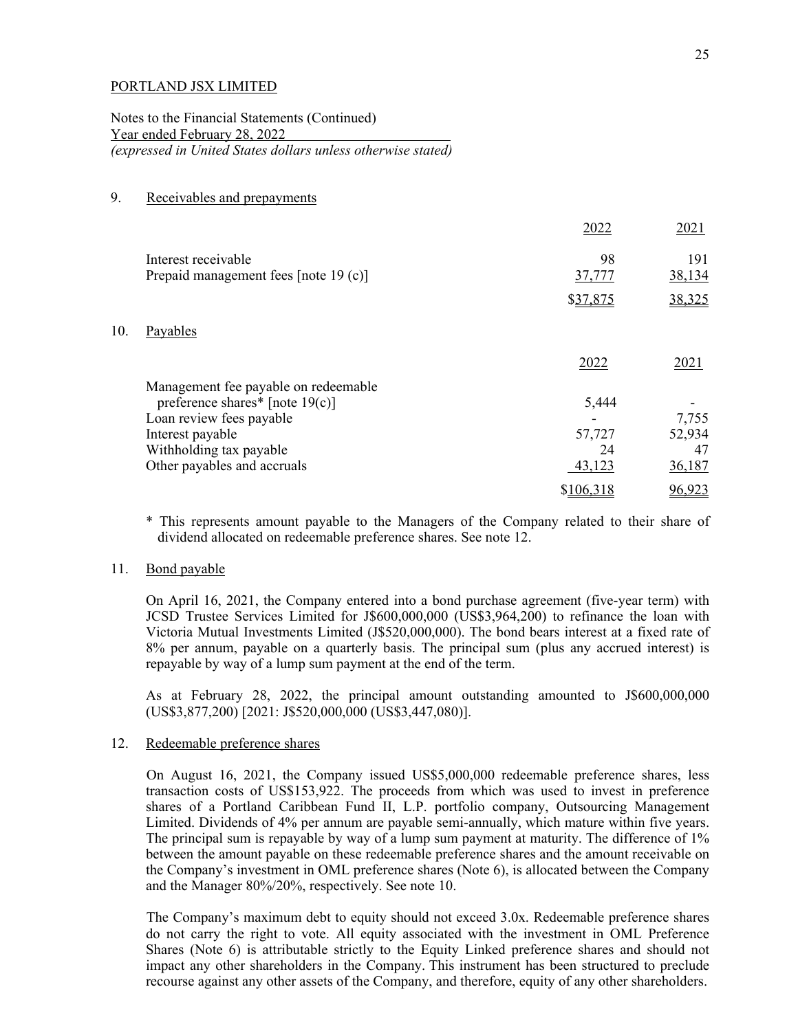PORTLAND JSX LIMITED

Notes to the Financial Statements (Continued)
Year ended February 28, 2022
*(expressed in United States dollars unless otherwise stated)*

9. Receivables and prepayments

| | 2022 | 2021 |
|---|---|---|
| Interest receivable | 98 | 191 |
| Prepaid management fees [note 19 (c)] | 37,777 | 38,134 |
| | $37,875 | 38,325 |

10. Payables

| | 2022 | 2021 |
|---|---|---|
| Management fee payable on redeemable preference shares* [note 19(c)] | 5,444 | - |
| Loan review fees payable | - | 7,755 |
| Interest payable | 57,727 | 52,934 |
| Withholding tax payable | 24 | 47 |
| Other payables and accruals | 43,123 | 36,187 |
| | $106,318 | 96,923 |

\* This represents amount payable to the Managers of the Company related to their share of dividend allocated on redeemable preference shares. See note 12.

11. Bond payable

On April 16, 2021, the Company entered into a bond purchase agreement (five-year term) with JCSD Trustee Services Limited for J$600,000,000 (US$3,964,200) to refinance the loan with Victoria Mutual Investments Limited (J$520,000,000). The bond bears interest at a fixed rate of 8% per annum, payable on a quarterly basis. The principal sum (plus any accrued interest) is repayable by way of a lump sum payment at the end of the term.

As at February 28, 2022, the principal amount outstanding amounted to J$600,000,000 (US$3,877,200) [2021: J$520,000,000 (US$3,447,080)].

12. Redeemable preference shares

On August 16, 2021, the Company issued US$5,000,000 redeemable preference shares, less transaction costs of US$153,922. The proceeds from which was used to invest in preference shares of a Portland Caribbean Fund II, L.P. portfolio company, Outsourcing Management Limited. Dividends of 4% per annum are payable semi-annually, which mature within five years. The principal sum is repayable by way of a lump sum payment at maturity. The difference of 1% between the amount payable on these redeemable preference shares and the amount receivable on the Company's investment in OML preference shares (Note 6), is allocated between the Company and the Manager 80%/20%, respectively. See note 10.

The Company's maximum debt to equity should not exceed 3.0x. Redeemable preference shares do not carry the right to vote. All equity associated with the investment in OML Preference Shares (Note 6) is attributable strictly to the Equity Linked preference shares and should not impact any other shareholders in the Company. This instrument has been structured to preclude recourse against any other assets of the Company, and therefore, equity of any other shareholders.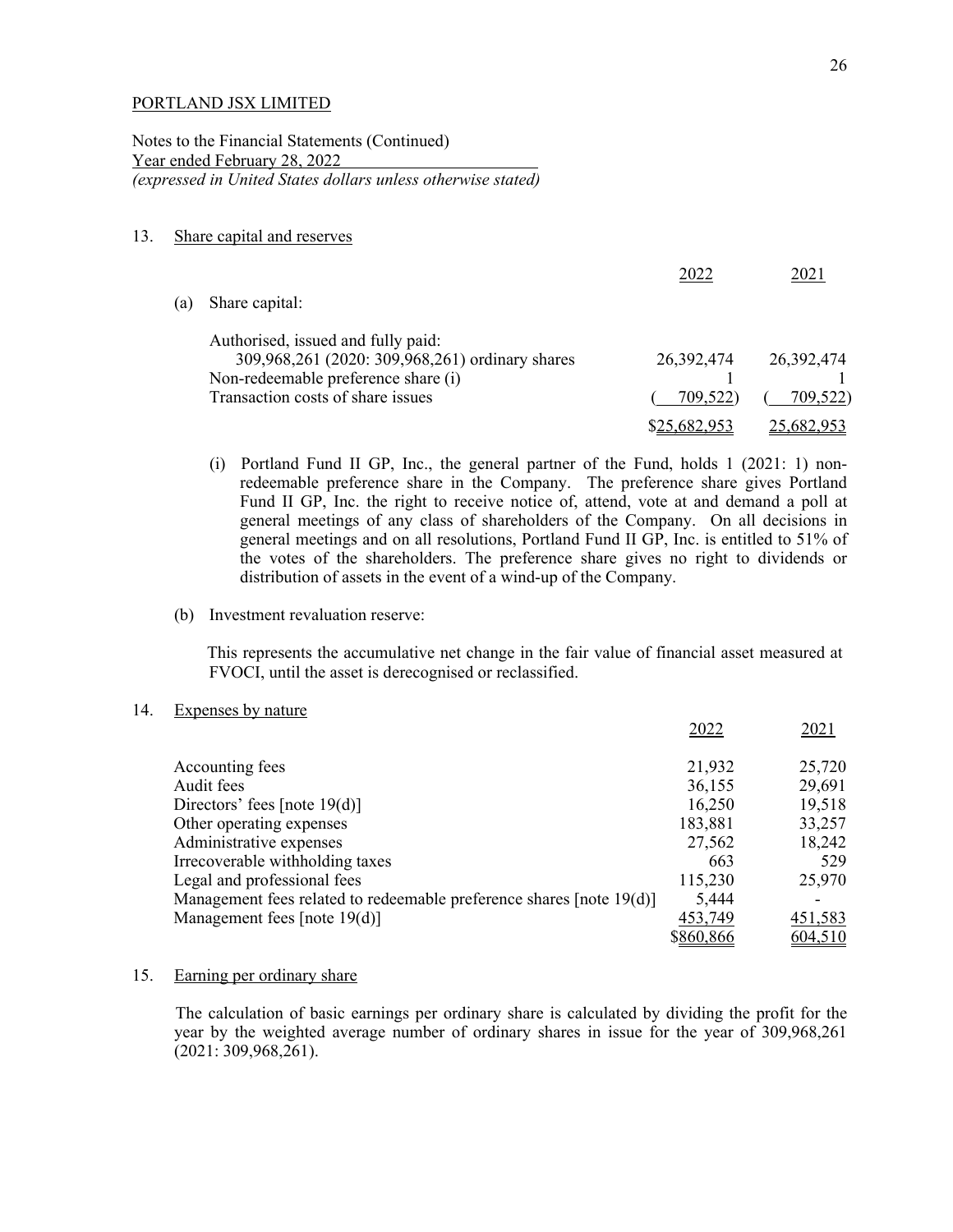PORTLAND JSX LIMITED

Notes to the Financial Statements (Continued)
Year ended February 28, 2022
*(expressed in United States dollars unless otherwise stated)*

## 13. Share capital and reserves

|  | 2022 | 2021 |
|---|---|---|
| (a) Share capital: | | |
| Authorised, issued and fully paid: | | |
| 309,968,261 (2020: 309,968,261) ordinary shares | 26,392,474 | 26,392,474 |
| Non-redeemable preference share (i) | 1 | 1 |
| Transaction costs of share issues | ( 709,522) | ( 709,522) |
| | $25,682,953 | 25,682,953 |

(i) Portland Fund II GP, Inc., the general partner of the Fund, holds 1 (2021: 1) non-redeemable preference share in the Company. The preference share gives Portland Fund II GP, Inc. the right to receive notice of, attend, vote at and demand a poll at general meetings of any class of shareholders of the Company. On all decisions in general meetings and on all resolutions, Portland Fund II GP, Inc. is entitled to 51% of the votes of the shareholders. The preference share gives no right to dividends or distribution of assets in the event of a wind-up of the Company.

(b) Investment revaluation reserve:

This represents the accumulative net change in the fair value of financial asset measured at FVOCI, until the asset is derecognised or reclassified.

## 14. Expenses by nature

|  | 2022 | 2021 |
|---|---|---|
| Accounting fees | 21,932 | 25,720 |
| Audit fees | 36,155 | 29,691 |
| Directors' fees [note 19(d)] | 16,250 | 19,518 |
| Other operating expenses | 183,881 | 33,257 |
| Administrative expenses | 27,562 | 18,242 |
| Irrecoverable withholding taxes | 663 | 529 |
| Legal and professional fees | 115,230 | 25,970 |
| Management fees related to redeemable preference shares [note 19(d)] | 5,444 | - |
| Management fees [note 19(d)] | 453,749 | 451,583 |
| | $860,866 | 604,510 |

## 15. Earning per ordinary share

The calculation of basic earnings per ordinary share is calculated by dividing the profit for the year by the weighted average number of ordinary shares in issue for the year of 309,968,261 (2021: 309,968,261).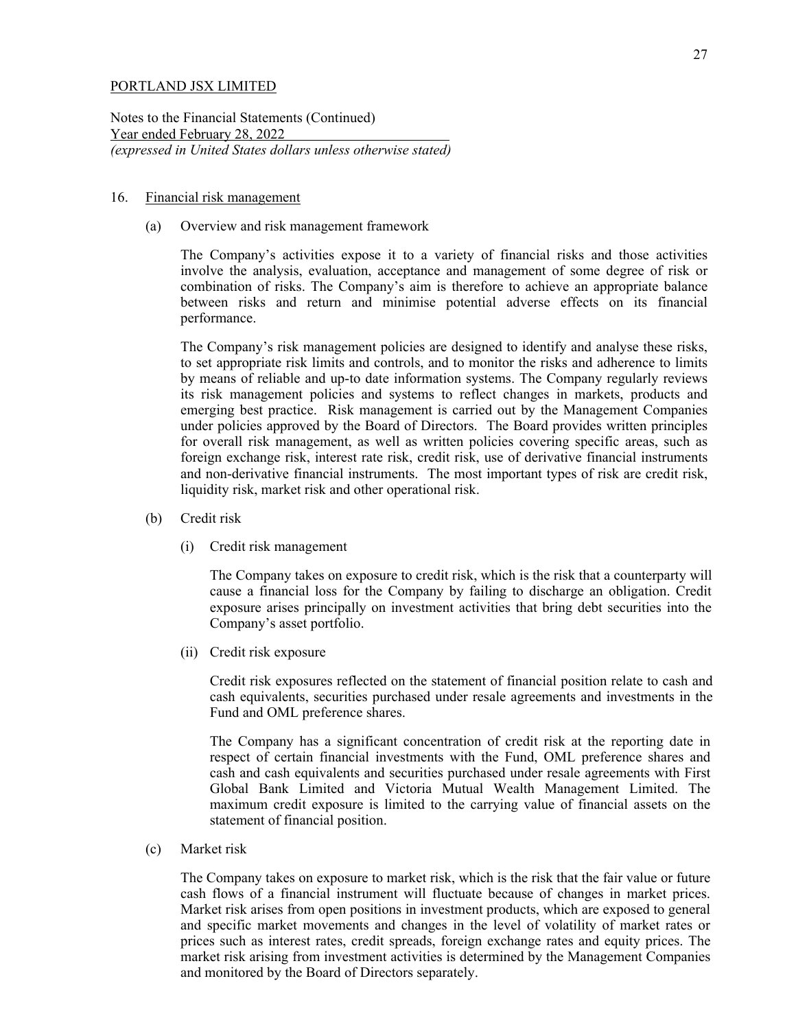PORTLAND JSX LIMITED

Notes to the Financial Statements (Continued)
Year ended February 28, 2022
*(expressed in United States dollars unless otherwise stated)*

## 16. Financial risk management

### (a) Overview and risk management framework

The Company's activities expose it to a variety of financial risks and those activities involve the analysis, evaluation, acceptance and management of some degree of risk or combination of risks. The Company's aim is therefore to achieve an appropriate balance between risks and return and minimise potential adverse effects on its financial performance.

The Company's risk management policies are designed to identify and analyse these risks, to set appropriate risk limits and controls, and to monitor the risks and adherence to limits by means of reliable and up-to date information systems. The Company regularly reviews its risk management policies and systems to reflect changes in markets, products and emerging best practice. Risk management is carried out by the Management Companies under policies approved by the Board of Directors. The Board provides written principles for overall risk management, as well as written policies covering specific areas, such as foreign exchange risk, interest rate risk, credit risk, use of derivative financial instruments and non-derivative financial instruments. The most important types of risk are credit risk, liquidity risk, market risk and other operational risk.

### (b) Credit risk

#### (i) Credit risk management

The Company takes on exposure to credit risk, which is the risk that a counterparty will cause a financial loss for the Company by failing to discharge an obligation. Credit exposure arises principally on investment activities that bring debt securities into the Company's asset portfolio.

#### (ii) Credit risk exposure

Credit risk exposures reflected on the statement of financial position relate to cash and cash equivalents, securities purchased under resale agreements and investments in the Fund and OML preference shares.

The Company has a significant concentration of credit risk at the reporting date in respect of certain financial investments with the Fund, OML preference shares and cash and cash equivalents and securities purchased under resale agreements with First Global Bank Limited and Victoria Mutual Wealth Management Limited. The maximum credit exposure is limited to the carrying value of financial assets on the statement of financial position.

### (c) Market risk

The Company takes on exposure to market risk, which is the risk that the fair value or future cash flows of a financial instrument will fluctuate because of changes in market prices. Market risk arises from open positions in investment products, which are exposed to general and specific market movements and changes in the level of volatility of market rates or prices such as interest rates, credit spreads, foreign exchange rates and equity prices. The market risk arising from investment activities is determined by the Management Companies and monitored by the Board of Directors separately.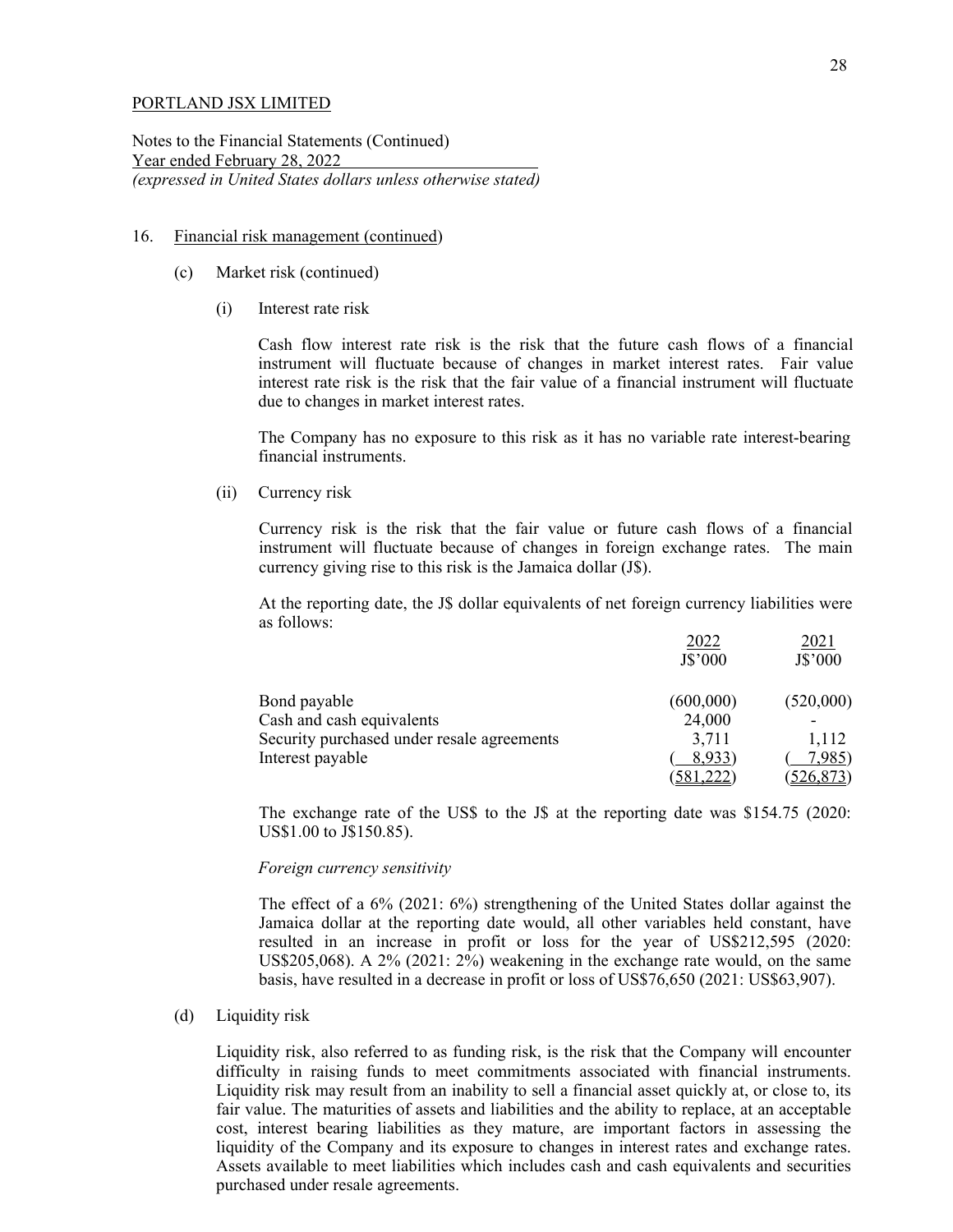PORTLAND JSX LIMITED

Notes to the Financial Statements (Continued)
Year ended February 28, 2022
*(expressed in United States dollars unless otherwise stated)*

16. Financial risk management (continued)

(c) Market risk (continued)

(i) Interest rate risk

Cash flow interest rate risk is the risk that the future cash flows of a financial instrument will fluctuate because of changes in market interest rates. Fair value interest rate risk is the risk that the fair value of a financial instrument will fluctuate due to changes in market interest rates.

The Company has no exposure to this risk as it has no variable rate interest-bearing financial instruments.

(ii) Currency risk

Currency risk is the risk that the fair value or future cash flows of a financial instrument will fluctuate because of changes in foreign exchange rates. The main currency giving rise to this risk is the Jamaica dollar (J$).

At the reporting date, the J$ dollar equivalents of net foreign currency liabilities were as follows:

| | 2022 J$'000 | 2021 J$'000 |
|---|---|---|
| Bond payable | (600,000) | (520,000) |
| Cash and cash equivalents | 24,000 | - |
| Security purchased under resale agreements | 3,711 | 1,112 |
| Interest payable | ( 8,933) | ( 7,985) |
| | (581,222) | (526,873) |

The exchange rate of the US$ to the J$ at the reporting date was $154.75 (2020: US$1.00 to J$150.85).

*Foreign currency sensitivity*

The effect of a 6% (2021: 6%) strengthening of the United States dollar against the Jamaica dollar at the reporting date would, all other variables held constant, have resulted in an increase in profit or loss for the year of US$212,595 (2020: US$205,068). A 2% (2021: 2%) weakening in the exchange rate would, on the same basis, have resulted in a decrease in profit or loss of US$76,650 (2021: US$63,907).

(d) Liquidity risk

Liquidity risk, also referred to as funding risk, is the risk that the Company will encounter difficulty in raising funds to meet commitments associated with financial instruments. Liquidity risk may result from an inability to sell a financial asset quickly at, or close to, its fair value. The maturities of assets and liabilities and the ability to replace, at an acceptable cost, interest bearing liabilities as they mature, are important factors in assessing the liquidity of the Company and its exposure to changes in interest rates and exchange rates. Assets available to meet liabilities which includes cash and cash equivalents and securities purchased under resale agreements.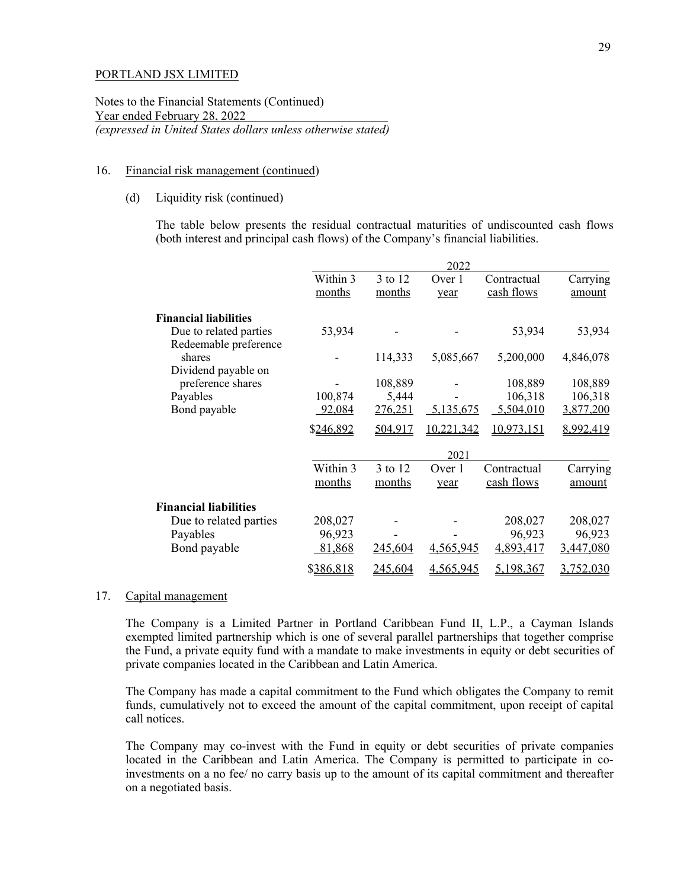PORTLAND JSX LIMITED

Notes to the Financial Statements (Continued)
Year ended February 28, 2022
*(expressed in United States dollars unless otherwise stated)*

16. Financial risk management (continued)

(d) Liquidity risk (continued)

The table below presents the residual contractual maturities of undiscounted cash flows (both interest and principal cash flows) of the Company's financial liabilities.

| | 2022 | | | | |
|---|---|---|---|---|---|
| | Within 3 months | 3 to 12 months | Over 1 year | Contractual cash flows | Carrying amount |
| **Financial liabilities** | | | | | |
| Due to related parties | 53,934 | - | - | 53,934 | 53,934 |
| Redeemable preference shares | - | 114,333 | 5,085,667 | 5,200,000 | 4,846,078 |
| Dividend payable on preference shares | - | 108,889 | - | 108,889 | 108,889 |
| Payables | 100,874 | 5,444 | - | 106,318 | 106,318 |
| Bond payable | 92,084 | 276,251 | 5,135,675 | 5,504,010 | 3,877,200 |
| | $246,892 | 504,917 | 10,221,342 | 10,973,151 | 8,992,419 |

| | 2021 | | | | |
|---|---|---|---|---|---|
| | Within 3 months | 3 to 12 months | Over 1 year | Contractual cash flows | Carrying amount |
| **Financial liabilities** | | | | | |
| Due to related parties | 208,027 | - | - | 208,027 | 208,027 |
| Payables | 96,923 | - | - | 96,923 | 96,923 |
| Bond payable | 81,868 | 245,604 | 4,565,945 | 4,893,417 | 3,447,080 |
| | $386,818 | 245,604 | 4,565,945 | 5,198,367 | 3,752,030 |

17. Capital management

The Company is a Limited Partner in Portland Caribbean Fund II, L.P., a Cayman Islands exempted limited partnership which is one of several parallel partnerships that together comprise the Fund, a private equity fund with a mandate to make investments in equity or debt securities of private companies located in the Caribbean and Latin America.

The Company has made a capital commitment to the Fund which obligates the Company to remit funds, cumulatively not to exceed the amount of the capital commitment, upon receipt of capital call notices.

The Company may co-invest with the Fund in equity or debt securities of private companies located in the Caribbean and Latin America. The Company is permitted to participate in co-investments on a no fee/ no carry basis up to the amount of its capital commitment and thereafter on a negotiated basis.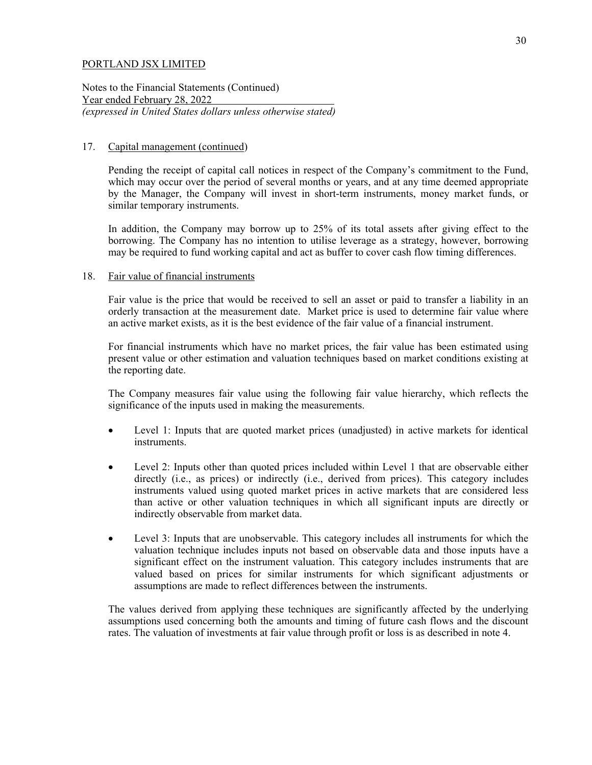PORTLAND JSX LIMITED

Notes to the Financial Statements (Continued)
Year ended February 28, 2022
*(expressed in United States dollars unless otherwise stated)*

17. Capital management (continued)

Pending the receipt of capital call notices in respect of the Company's commitment to the Fund, which may occur over the period of several months or years, and at any time deemed appropriate by the Manager, the Company will invest in short-term instruments, money market funds, or similar temporary instruments.

In addition, the Company may borrow up to 25% of its total assets after giving effect to the borrowing. The Company has no intention to utilise leverage as a strategy, however, borrowing may be required to fund working capital and act as buffer to cover cash flow timing differences.

18. Fair value of financial instruments

Fair value is the price that would be received to sell an asset or paid to transfer a liability in an orderly transaction at the measurement date. Market price is used to determine fair value where an active market exists, as it is the best evidence of the fair value of a financial instrument.

For financial instruments which have no market prices, the fair value has been estimated using present value or other estimation and valuation techniques based on market conditions existing at the reporting date.

The Company measures fair value using the following fair value hierarchy, which reflects the significance of the inputs used in making the measurements.

- Level 1: Inputs that are quoted market prices (unadjusted) in active markets for identical instruments.
- Level 2: Inputs other than quoted prices included within Level 1 that are observable either directly (i.e., as prices) or indirectly (i.e., derived from prices). This category includes instruments valued using quoted market prices in active markets that are considered less than active or other valuation techniques in which all significant inputs are directly or indirectly observable from market data.
- Level 3: Inputs that are unobservable. This category includes all instruments for which the valuation technique includes inputs not based on observable data and those inputs have a significant effect on the instrument valuation. This category includes instruments that are valued based on prices for similar instruments for which significant adjustments or assumptions are made to reflect differences between the instruments.

The values derived from applying these techniques are significantly affected by the underlying assumptions used concerning both the amounts and timing of future cash flows and the discount rates. The valuation of investments at fair value through profit or loss is as described in note 4.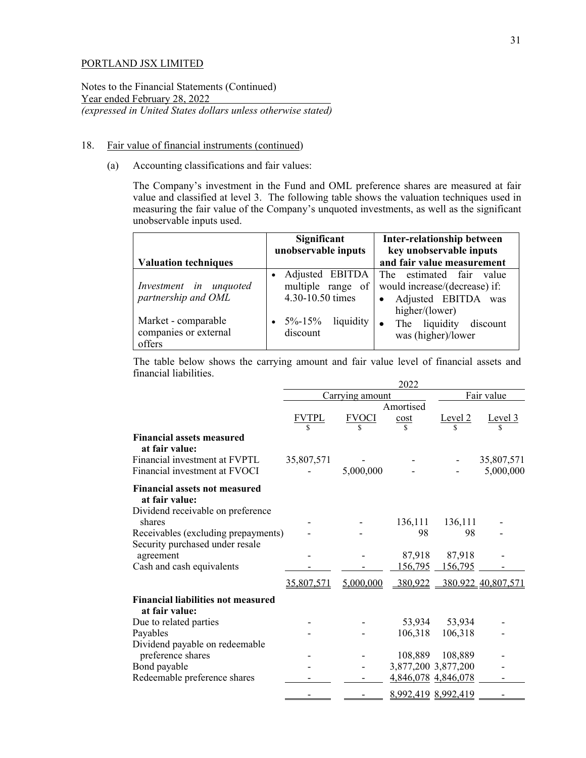PORTLAND JSX LIMITED

Notes to the Financial Statements (Continued)
Year ended February 28, 2022
*(expressed in United States dollars unless otherwise stated)*

18. Fair value of financial instruments (continued)

(a) Accounting classifications and fair values:

The Company's investment in the Fund and OML preference shares are measured at fair value and classified at level 3. The following table shows the valuation techniques used in measuring the fair value of the Company's unquoted investments, as well as the significant unobservable inputs used.

| **Valuation techniques** | **Significant unobservable inputs** | **Inter-relationship between key unobservable inputs and fair value measurement** |
|---|---|---|
| *Investment in unquoted partnership and OML*<br><br>Market - comparable companies or external offers | • Adjusted EBITDA multiple range of 4.30-10.50 times<br>• 5%-15% liquidity discount | The estimated fair value would increase/(decrease) if:<br>• Adjusted EBITDA was higher/(lower)<br>• The liquidity discount was (higher)/lower |

The table below shows the carrying amount and fair value level of financial assets and financial liabilities.

| | 2022 | | | | |
|---|---|---|---|---|---|
| | Carrying amount | | | Fair value | |
| | FVTPL | FVOCI | Amortised cost | Level 2 | Level 3 |
| | $ | $ | $ | $ | $ |
| **Financial assets measured at fair value:** | | | | | |
| Financial investment at FVPTL | 35,807,571 | - | - | - | 35,807,571 |
| Financial investment at FVOCI | - | 5,000,000 | - | - | 5,000,000 |
| **Financial assets not measured at fair value:** | | | | | |
| Dividend receivable on preference shares | - | - | 136,111 | 136,111 | - |
| Receivables (excluding prepayments) | - | - | 98 | 98 | - |
| Security purchased under resale agreement | - | - | 87,918 | 87,918 | - |
| Cash and cash equivalents | - | - | 156,795 | 156,795 | - |
| | 35,807,571 | 5,000,000 | 380,922 | 380,922 | 40,807,571 |
| **Financial liabilities not measured at fair value:** | | | | | |
| Due to related parties | - | - | 53,934 | 53,934 | - |
| Payables | - | - | 106,318 | 106,318 | - |
| Dividend payable on redeemable preference shares | - | - | 108,889 | 108,889 | - |
| Bond payable | - | - | 3,877,200 | 3,877,200 | - |
| Redeemable preference shares | - | - | 4,846,078 | 4,846,078 | - |
| | - | - | 8,992,419 | 8,992,419 | - |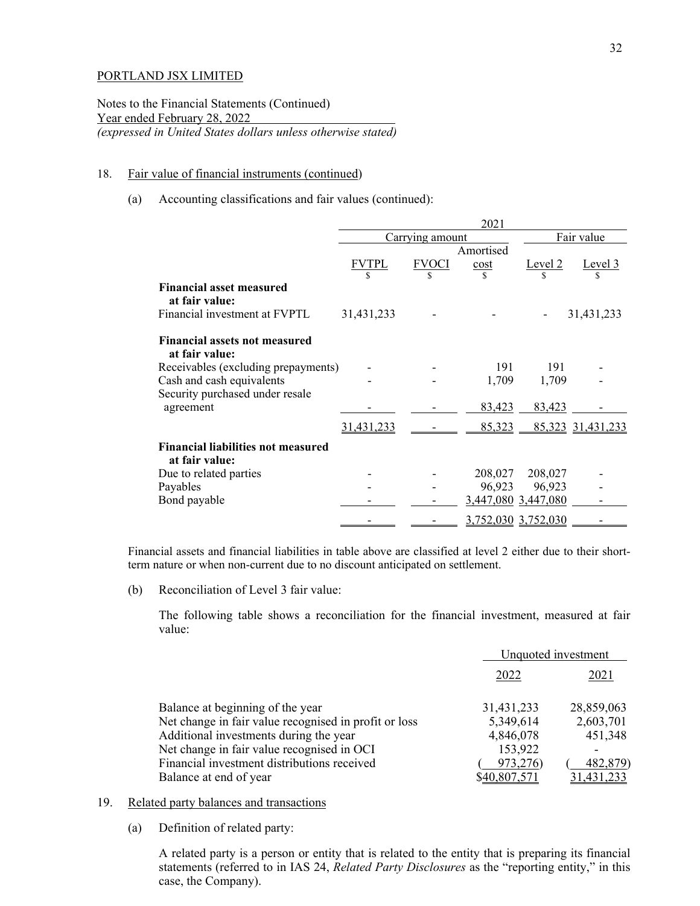PORTLAND JSX LIMITED

Notes to the Financial Statements (Continued)
Year ended February 28, 2022
*(expressed in United States dollars unless otherwise stated)*

18. Fair value of financial instruments (continued)

(a) Accounting classifications and fair values (continued):

| | 2021 | | | | |
|---|---|---|---|---|---|
| | Carrying amount | | | Fair value | |
| | FVTPL | FVOCI | Amortised cost | Level 2 | Level 3 |
| | $ | $ | $ | $ | $ |
| **Financial asset measured at fair value:** | | | | | |
| Financial investment at FVPTL | 31,431,233 | - | - | - | 31,431,233 |
| **Financial assets not measured at fair value:** | | | | | |
| Receivables (excluding prepayments) | - | - | 191 | 191 | - |
| Cash and cash equivalents | - | - | 1,709 | 1,709 | - |
| Security purchased under resale agreement | - | - | 83,423 | 83,423 | - |
| | 31,431,233 | - | 85,323 | 85,323 | 31,431,233 |
| **Financial liabilities not measured at fair value:** | | | | | |
| Due to related parties | - | - | 208,027 | 208,027 | - |
| Payables | - | - | 96,923 | 96,923 | - |
| Bond payable | - | - | 3,447,080 | 3,447,080 | - |
| | - | - | 3,752,030 | 3,752,030 | - |

Financial assets and financial liabilities in table above are classified at level 2 either due to their short-term nature or when non-current due to no discount anticipated on settlement.

(b) Reconciliation of Level 3 fair value:

The following table shows a reconciliation for the financial investment, measured at fair value:

| | Unquoted investment | |
|---|---|---|
| | 2022 | 2021 |
| Balance at beginning of the year | 31,431,233 | 28,859,063 |
| Net change in fair value recognised in profit or loss | 5,349,614 | 2,603,701 |
| Additional investments during the year | 4,846,078 | 451,348 |
| Net change in fair value recognised in OCI | 153,922 | - |
| Financial investment distributions received | ( 973,276) | ( 482,879) |
| Balance at end of year | $40,807,571 | 31,431,233 |

19. Related party balances and transactions

(a) Definition of related party:

A related party is a person or entity that is related to the entity that is preparing its financial statements (referred to in IAS 24, *Related Party Disclosures* as the "reporting entity," in this case, the Company).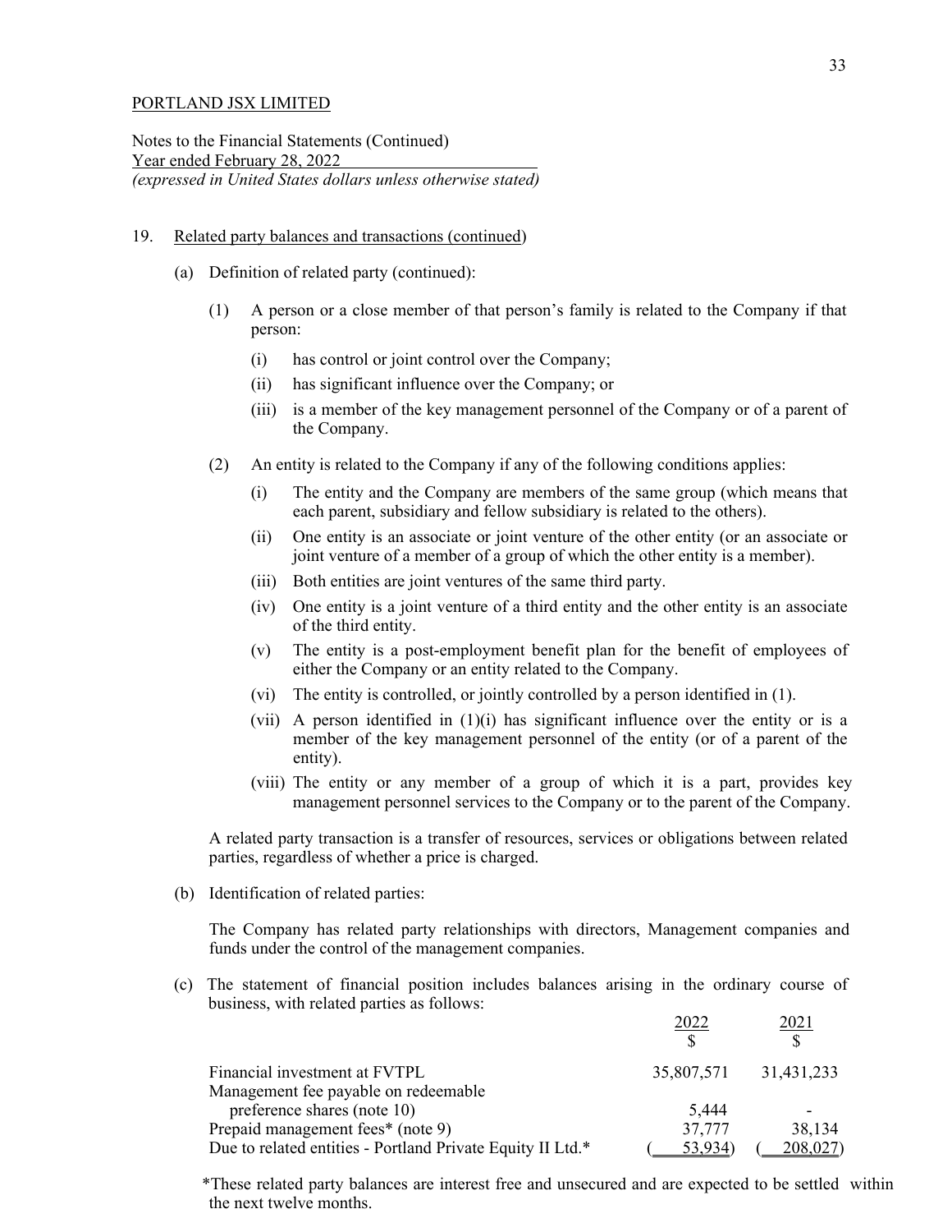PORTLAND JSX LIMITED

Notes to the Financial Statements (Continued)
Year ended February 28, 2022
*(expressed in United States dollars unless otherwise stated)*

19. Related party balances and transactions (continued)

(a) Definition of related party (continued):

(1) A person or a close member of that person's family is related to the Company if that person:

- (i) has control or joint control over the Company;
- (ii) has significant influence over the Company; or
- (iii) is a member of the key management personnel of the Company or of a parent of the Company.

(2) An entity is related to the Company if any of the following conditions applies:

- (i) The entity and the Company are members of the same group (which means that each parent, subsidiary and fellow subsidiary is related to the others).
- (ii) One entity is an associate or joint venture of the other entity (or an associate or joint venture of a member of a group of which the other entity is a member).
- (iii) Both entities are joint ventures of the same third party.
- (iv) One entity is a joint venture of a third entity and the other entity is an associate of the third entity.
- (v) The entity is a post-employment benefit plan for the benefit of employees of either the Company or an entity related to the Company.
- (vi) The entity is controlled, or jointly controlled by a person identified in (1).
- (vii) A person identified in (1)(i) has significant influence over the entity or is a member of the key management personnel of the entity (or of a parent of the entity).
- (viii) The entity or any member of a group of which it is a part, provides key management personnel services to the Company or to the parent of the Company.

A related party transaction is a transfer of resources, services or obligations between related parties, regardless of whether a price is charged.

(b) Identification of related parties:

The Company has related party relationships with directors, Management companies and funds under the control of the management companies.

(c) The statement of financial position includes balances arising in the ordinary course of business, with related parties as follows:

| | 2022<br>$ | 2021<br>$ |
|---|---|---|
| Financial investment at FVTPL | 35,807,571 | 31,431,233 |
| Management fee payable on redeemable preference shares (note 10) | 5,444 | - |
| Prepaid management fees* (note 9) | 37,777 | 38,134 |
| Due to related entities - Portland Private Equity II Ltd.* | (53,934) | (208,027) |

*These related party balances are interest free and unsecured and are expected to be settled within the next twelve months.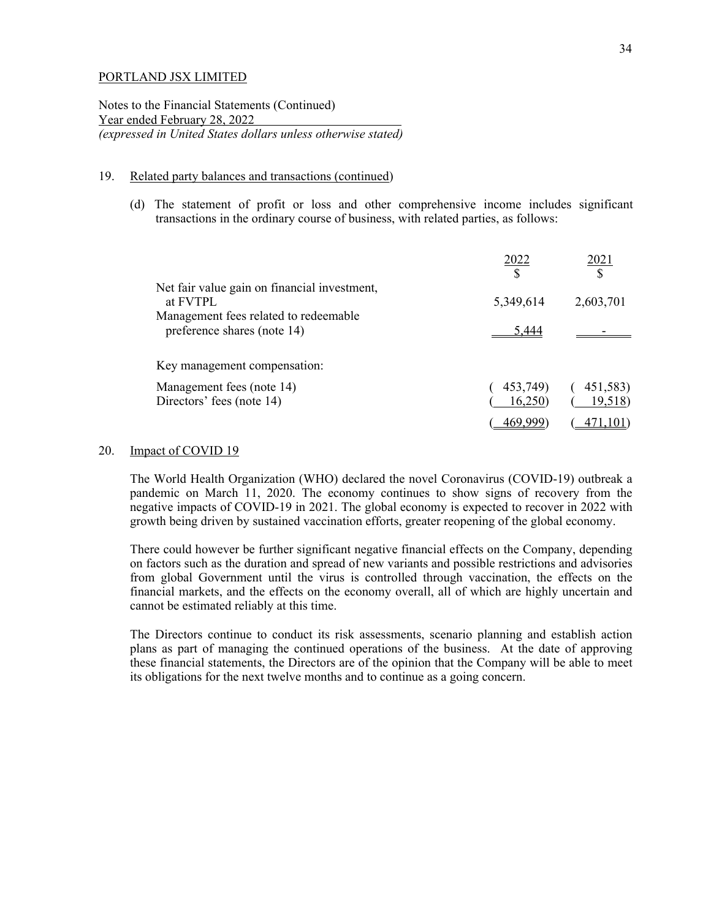PORTLAND JSX LIMITED

Notes to the Financial Statements (Continued)
Year ended February 28, 2022
*(expressed in United States dollars unless otherwise stated)*

19. Related party balances and transactions (continued)

(d) The statement of profit or loss and other comprehensive income includes significant transactions in the ordinary course of business, with related parties, as follows:

| | 2022<br>$ | 2021<br>$ |
|---|---|---|
| Net fair value gain on financial investment, at FVTPL | 5,349,614 | 2,603,701 |
| Management fees related to redeemable preference shares (note 14) | 5,444 | - |
| Key management compensation: | | |
| Management fees (note 14) | ( 453,749) | ( 451,583) |
| Directors' fees (note 14) | ( 16,250) | ( 19,518) |
| | ( 469,999) | ( 471,101) |

20. Impact of COVID 19

The World Health Organization (WHO) declared the novel Coronavirus (COVID-19) outbreak a pandemic on March 11, 2020. The economy continues to show signs of recovery from the negative impacts of COVID-19 in 2021. The global economy is expected to recover in 2022 with growth being driven by sustained vaccination efforts, greater reopening of the global economy.

There could however be further significant negative financial effects on the Company, depending on factors such as the duration and spread of new variants and possible restrictions and advisories from global Government until the virus is controlled through vaccination, the effects on the financial markets, and the effects on the economy overall, all of which are highly uncertain and cannot be estimated reliably at this time.

The Directors continue to conduct its risk assessments, scenario planning and establish action plans as part of managing the continued operations of the business. At the date of approving these financial statements, the Directors are of the opinion that the Company will be able to meet its obligations for the next twelve months and to continue as a going concern.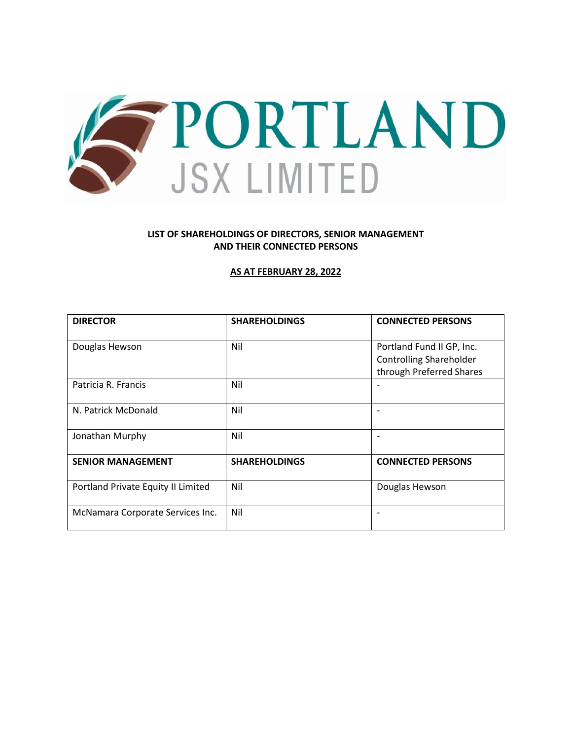PORTLAND JSX LIMITED

**LIST OF SHAREHOLDINGS OF DIRECTORS, SENIOR MANAGEMENT AND THEIR CONNECTED PERSONS**

**AS AT FEBRUARY 28, 2022**

| **DIRECTOR** | **SHAREHOLDINGS** | **CONNECTED PERSONS** |
|---|---|---|
| Douglas Hewson | Nil | Portland Fund II GP, Inc. Controlling Shareholder through Preferred Shares |
| Patricia R. Francis | Nil | - |
| N. Patrick McDonald | Nil | - |
| Jonathan Murphy | Nil | - |
| **SENIOR MANAGEMENT** | **SHAREHOLDINGS** | **CONNECTED PERSONS** |
| Portland Private Equity II Limited | Nil | Douglas Hewson |
| McNamara Corporate Services Inc. | Nil | - |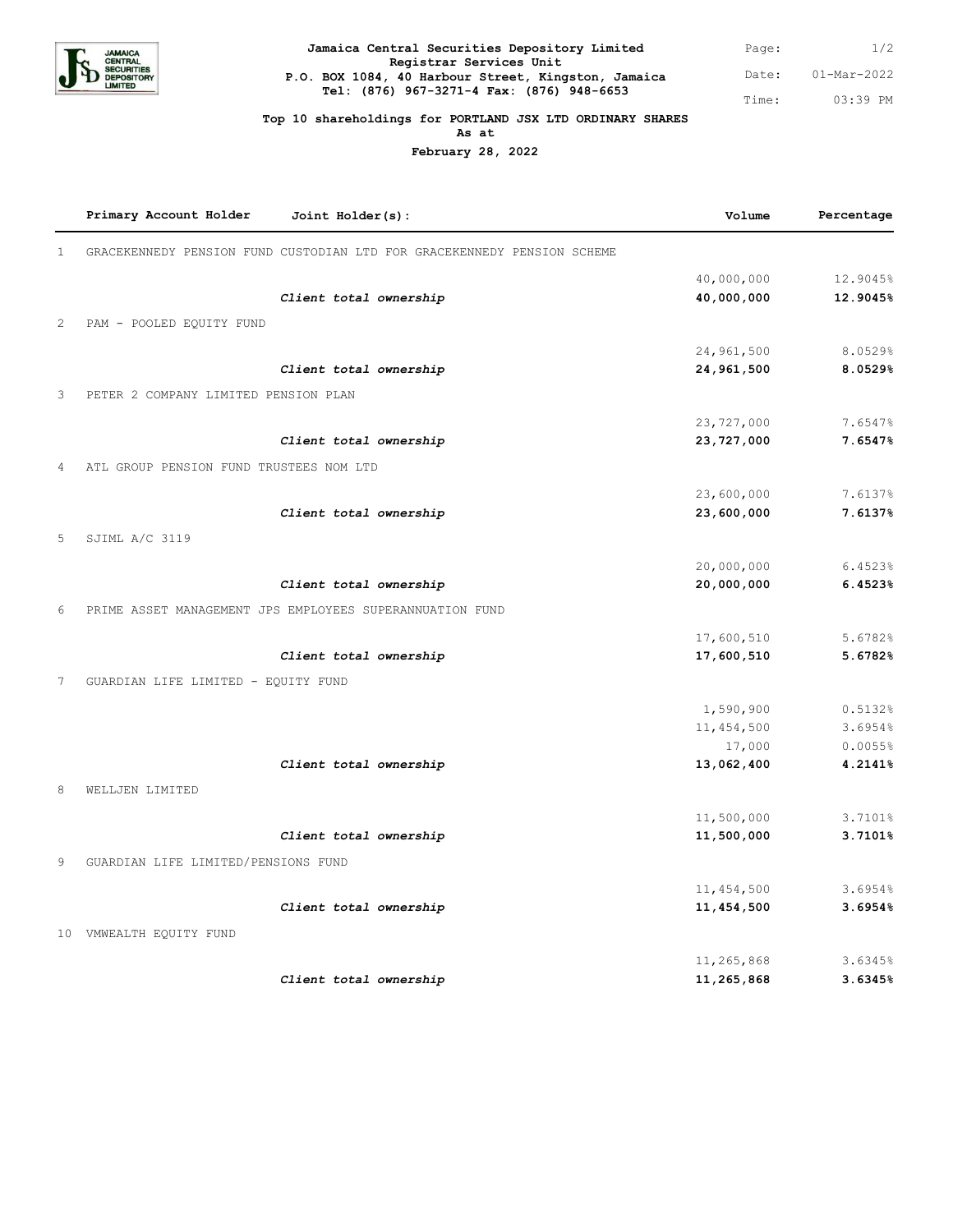**Jamaica Central Securities Depository Limited**
**Registrar Services Unit**
**P.O. BOX 1084, 40 Harbour Street, Kingston, Jamaica**
**Tel: (876) 967-3271-4 Fax: (876) 948-6653**

Page: 1/2
Date: 01-Mar-2022
Time: 03:39 PM

**Top 10 shareholdings for PORTLAND JSX LTD ORDINARY SHARES**
**As at**
**February 28, 2022**

| | Primary Account Holder | Joint Holder(s): | Volume | Percentage |
|---|---|---|---|---|
| 1 | GRACEKENNEDY PENSION FUND CUSTODIAN LTD FOR GRACEKENNEDY PENSION SCHEME | | | |
| | | | 40,000,000 | 12.9045% |
| | | ***Client total ownership*** | **40,000,000** | **12.9045%** |
| 2 | PAM - POOLED EQUITY FUND | | | |
| | | | 24,961,500 | 8.0529% |
| | | ***Client total ownership*** | **24,961,500** | **8.0529%** |
| 3 | PETER 2 COMPANY LIMITED PENSION PLAN | | | |
| | | | 23,727,000 | 7.6547% |
| | | ***Client total ownership*** | **23,727,000** | **7.6547%** |
| 4 | ATL GROUP PENSION FUND TRUSTEES NOM LTD | | | |
| | | | 23,600,000 | 7.6137% |
| | | ***Client total ownership*** | **23,600,000** | **7.6137%** |
| 5 | SJIML A/C 3119 | | | |
| | | | 20,000,000 | 6.4523% |
| | | ***Client total ownership*** | **20,000,000** | **6.4523%** |
| 6 | PRIME ASSET MANAGEMENT JPS EMPLOYEES SUPERANNUATION FUND | | | |
| | | | 17,600,510 | 5.6782% |
| | | ***Client total ownership*** | **17,600,510** | **5.6782%** |
| 7 | GUARDIAN LIFE LIMITED - EQUITY FUND | | | |
| | | | 1,590,900 | 0.5132% |
| | | | 11,454,500 | 3.6954% |
| | | | 17,000 | 0.0055% |
| | | ***Client total ownership*** | **13,062,400** | **4.2141%** |
| 8 | WELLJEN LIMITED | | | |
| | | | 11,500,000 | 3.7101% |
| | | ***Client total ownership*** | **11,500,000** | **3.7101%** |
| 9 | GUARDIAN LIFE LIMITED/PENSIONS FUND | | | |
| | | | 11,454,500 | 3.6954% |
| | | ***Client total ownership*** | **11,454,500** | **3.6954%** |
| 10 | VMWEALTH EQUITY FUND | | | |
| | | | 11,265,868 | 3.6345% |
| | | ***Client total ownership*** | **11,265,868** | **3.6345%** |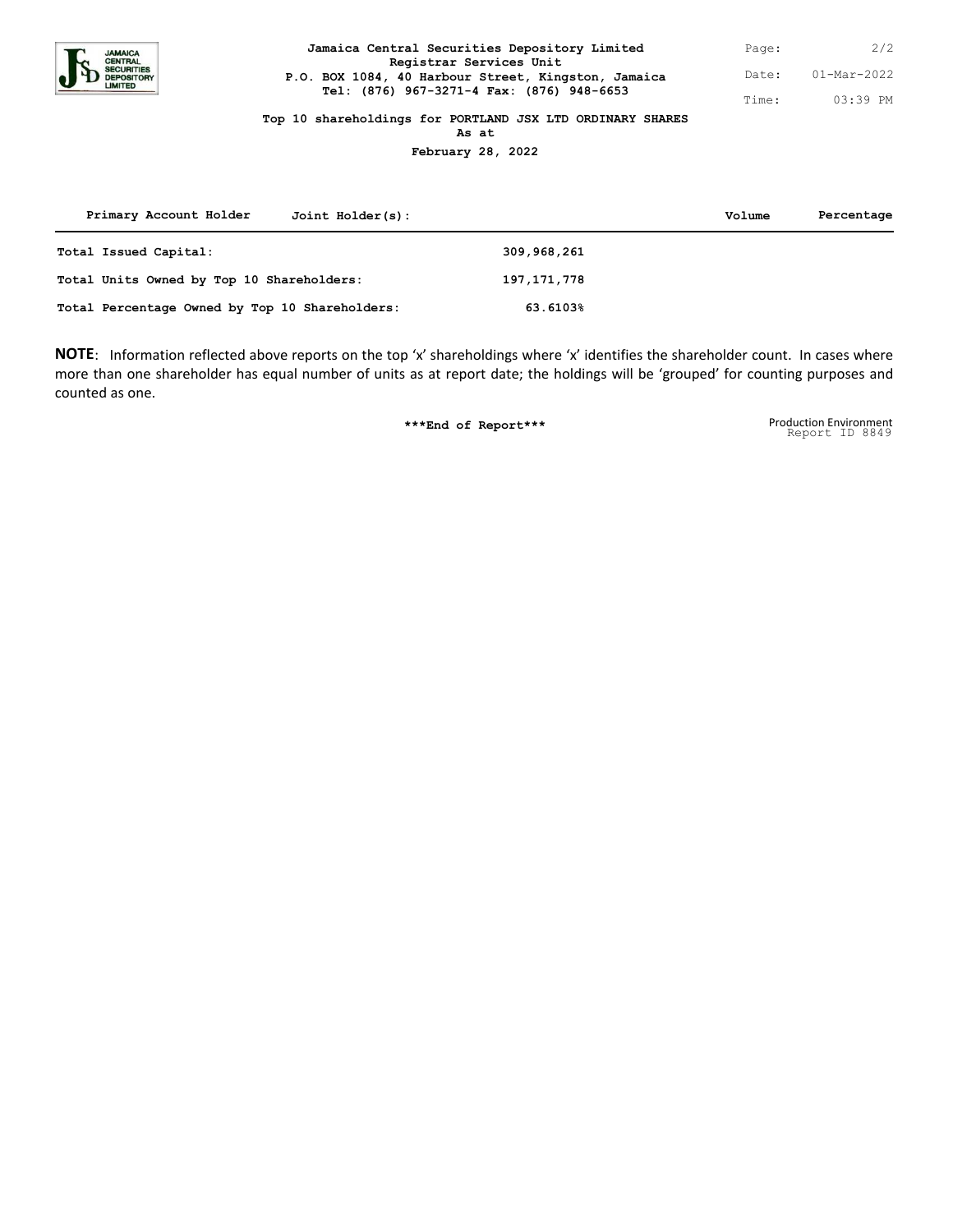**Jamaica Central Securities Depository Limited**
**Registrar Services Unit**
**P.O. BOX 1084, 40 Harbour Street, Kingston, Jamaica**
**Tel: (876) 967-3271-4 Fax: (876) 948-6653**

Date: 01-Mar-2022
Time: 03:39 PM

**Top 10 shareholdings for PORTLAND JSX LTD ORDINARY SHARES**
**As at**
**February 28, 2022**

| Primary Account Holder | Joint Holder(s): | Volume | Percentage |
|---|---|---|---|

| | |
|---|---|
| **Total Issued Capital:** | **309,968,261** |
| **Total Units Owned by Top 10 Shareholders:** | **197,171,778** |
| **Total Percentage Owned by Top 10 Shareholders:** | **63.6103%** |

**NOTE**: Information reflected above reports on the top 'x' shareholdings where 'x' identifies the shareholder count. In cases where more than one shareholder has equal number of units as at report date; the holdings will be 'grouped' for counting purposes and counted as one.

**\*\*\*End of Report\*\*\***

Production Environment
Report ID 8849